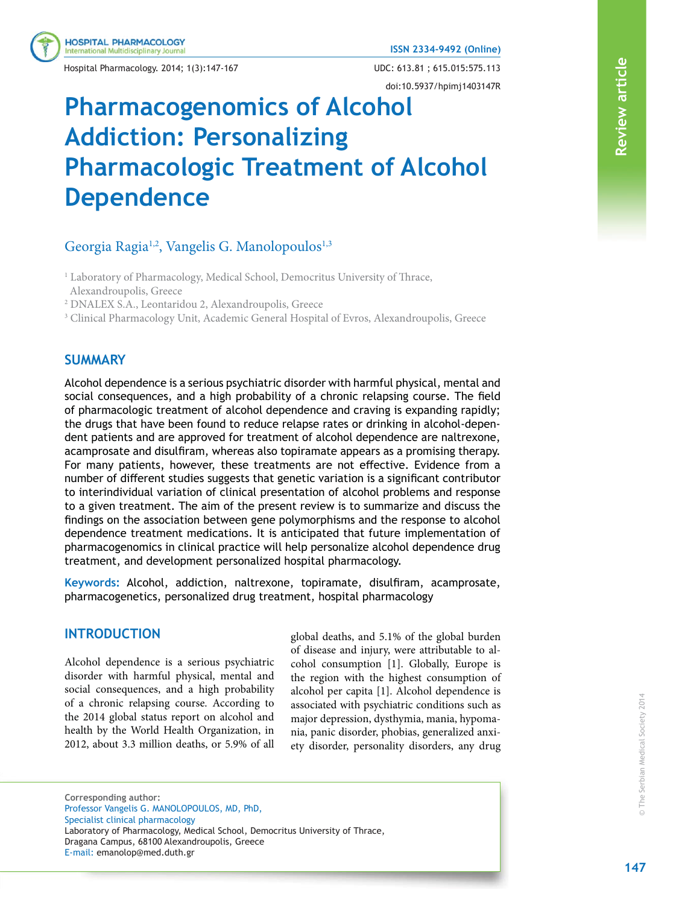# Pharmacogenomics of Alcohol Addiction: Personalizing Pharmacologic Treatment of Alcohol Dependence

Georgia Ragia[1,2], Vangelis G. Manolopoulos[1,3]

[1] Laboratory of Pharmacology, Medical School, Democritus University of Thrace, Alexandroupolis, Greece

[2] DNALEX S.A., Leontaridou 2, Alexandroupolis, Greece

[3] Clinical Pharmacology Unit, Academic General Hospital of Evros, Alexandroupolis, Greece

## SUMMARY

Alcohol dependence is a serious psychiatric disorder with harmful physical, mental and social consequences, and a high probability of a chronic relapsing course. The field of pharmacologic treatment of alcohol dependence and craving is expanding rapidly; the drugs that have been found to reduce relapse rates or drinking in alcohol-dependent patients and are approved for treatment of alcohol dependence are naltrexone, acamprosate and disulfiram, whereas also topiramate appears as a promising therapy. For many patients, however, these treatments are not effective. Evidence from a number of different studies suggests that genetic variation is a significant contributor to interindividual variation of clinical presentation of alcohol problems and response to a given treatment. The aim of the present review is to summarize and discuss the findings on the association between gene polymorphisms and the response to alcohol dependence treatment medications. It is anticipated that future implementation of pharmacogenomics in clinical practice will help personalize alcohol dependence drug treatment, and development personalized hospital pharmacology.

**Keywords:** Alcohol, addiction, naltrexone, topiramate, disulfiram, acamprosate, pharmacogenetics, personalized drug treatment, hospital pharmacology

## INTRODUCTION

Alcohol dependence is a serious psychiatric disorder with harmful physical, mental and social consequences, and a high probability of a chronic relapsing course. According to the 2014 global status report on alcohol and health by the World Health Organization, in 2012, about 3.3 million deaths, or 5.9% of all global deaths, and 5.1% of the global burden of disease and injury, were attributable to alcohol consumption [1]. Globally, Europe is the region with the highest consumption of alcohol per capita [1]. Alcohol dependence is associated with psychiatric conditions such as major depression, dysthymia, mania, hypomania, panic disorder, phobias, generalized anxiety disorder, personality disorders, any drug

**Corresponding author:**
Professor Vangelis G. MANOLOPOULOS, MD, PhD,
Specialist clinical pharmacology
Laboratory of Pharmacology, Medical School, Democritus University of Thrace,
Dragana Campus, 68100 Alexandroupolis, Greece
E-mail: emanolop@med.duth.gr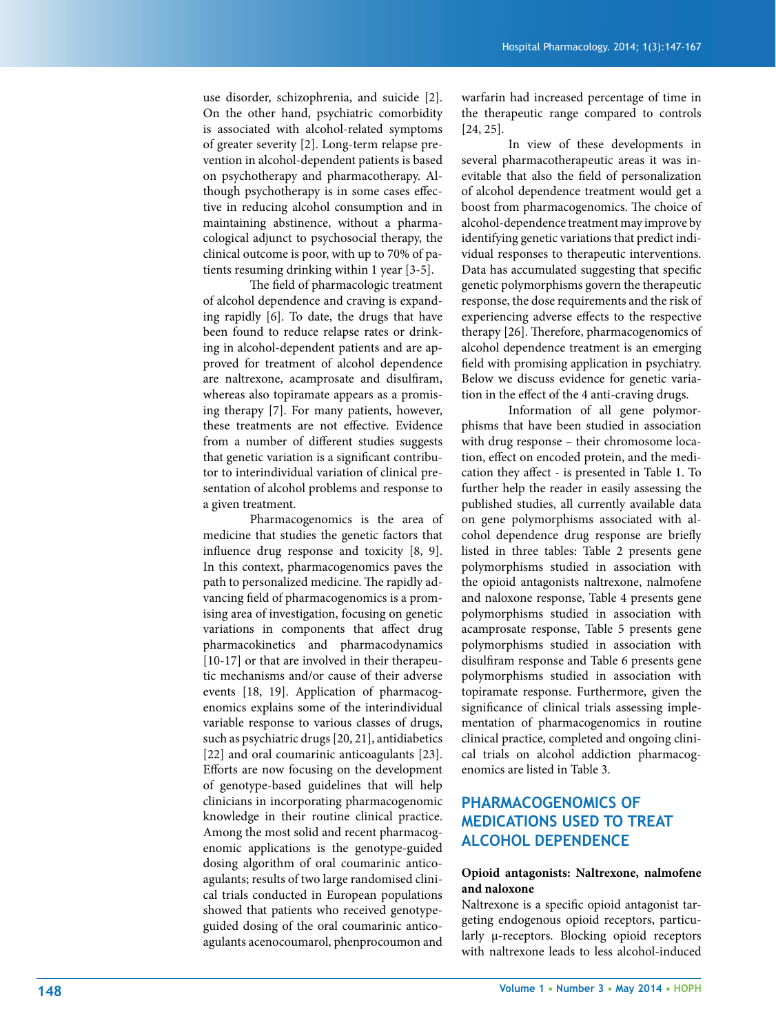use disorder, schizophrenia, and suicide [2]. On the other hand, psychiatric comorbidity is associated with alcohol-related symptoms of greater severity [2]. Long-term relapse prevention in alcohol-dependent patients is based on psychotherapy and pharmacotherapy. Although psychotherapy is in some cases effective in reducing alcohol consumption and in maintaining abstinence, without a pharmacological adjunct to psychosocial therapy, the clinical outcome is poor, with up to 70% of patients resuming drinking within 1 year [3-5].

The field of pharmacologic treatment of alcohol dependence and craving is expanding rapidly [6]. To date, the drugs that have been found to reduce relapse rates or drinking in alcohol-dependent patients and are approved for treatment of alcohol dependence are naltrexone, acamprosate and disulfiram, whereas also topiramate appears as a promising therapy [7]. For many patients, however, these treatments are not effective. Evidence from a number of different studies suggests that genetic variation is a significant contributor to interindividual variation of clinical presentation of alcohol problems and response to a given treatment.

Pharmacogenomics is the area of medicine that studies the genetic factors that influence drug response and toxicity [8, 9]. In this context, pharmacogenomics paves the path to personalized medicine. The rapidly advancing field of pharmacogenomics is a promising area of investigation, focusing on genetic variations in components that affect drug pharmacokinetics and pharmacodynamics [10-17] or that are involved in their therapeutic mechanisms and/or cause of their adverse events [18, 19]. Application of pharmacogenomics explains some of the interindividual variable response to various classes of drugs, such as psychiatric drugs [20, 21], antidiabetics [22] and oral coumarinic anticoagulants [23]. Efforts are now focusing on the development of genotype-based guidelines that will help clinicians in incorporating pharmacogenomic knowledge in their routine clinical practice. Among the most solid and recent pharmacogenomic applications is the genotype-guided dosing algorithm of oral coumarinic anticoagulants; results of two large randomised clinical trials conducted in European populations showed that patients who received genotype-guided dosing of the oral coumarinic anticoagulants acenocoumarol, phenprocoumon and warfarin had increased percentage of time in the therapeutic range compared to controls [24, 25].

In view of these developments in several pharmacotherapeutic areas it was inevitable that also the field of personalization of alcohol dependence treatment would get a boost from pharmacogenomics. The choice of alcohol-dependence treatment may improve by identifying genetic variations that predict individual responses to therapeutic interventions. Data has accumulated suggesting that specific genetic polymorphisms govern the therapeutic response, the dose requirements and the risk of experiencing adverse effects to the respective therapy [26]. Therefore, pharmacogenomics of alcohol dependence treatment is an emerging field with promising application in psychiatry. Below we discuss evidence for genetic variation in the effect of the 4 anti-craving drugs.

Information of all gene polymorphisms that have been studied in association with drug response – their chromosome location, effect on encoded protein, and the medication they affect - is presented in Table 1. To further help the reader in easily assessing the published studies, all currently available data on gene polymorphisms associated with alcohol dependence drug response are briefly listed in three tables: Table 2 presents gene polymorphisms studied in association with the opioid antagonists naltrexone, nalmofene and naloxone response, Table 4 presents gene polymorphisms studied in association with acamprosate response, Table 5 presents gene polymorphisms studied in association with disulfiram response and Table 6 presents gene polymorphisms studied in association with topiramate response. Furthermore, given the significance of clinical trials assessing implementation of pharmacogenomics in routine clinical practice, completed and ongoing clinical trials on alcohol addiction pharmacogenomics are listed in Table 3.

## PHARMACOGENOMICS OF MEDICATIONS USED TO TREAT ALCOHOL DEPENDENCE

### Opioid antagonists: Naltrexone, nalmofene and naloxone

Naltrexone is a specific opioid antagonist targeting endogenous opioid receptors, particularly μ-receptors. Blocking opioid receptors with naltrexone leads to less alcohol-induced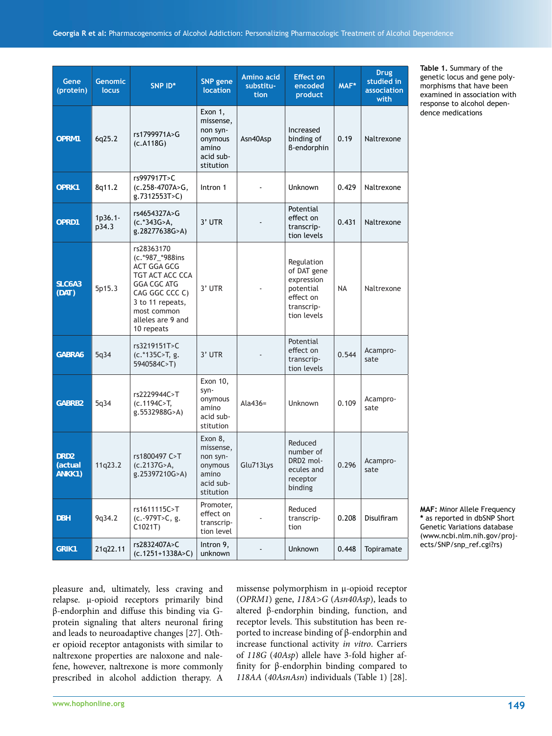| Gene (protein) | Genomic locus | SNP ID* | SNP gene location | Amino acid substitution | Effect on encoded product | MAF* | Drug studied in association with |
|---|---|---|---|---|---|---|---|
| OPRM1 | 6q25.2 | rs1799971A>G (c.A118G) | Exon 1, missense, non synonymous amino acid substitution | Asn40Asp | Increased binding of β-endorphin | 0.19 | Naltrexone |
| OPRK1 | 8q11.2 | rs997917T>C (c.258-4707A>G, g.7312553T>C) | Intron 1 | - | Unknown | 0.429 | Naltrexone |
| OPRD1 | 1p36.1-p34.3 | rs4654327A>G (c.*343G>A, g.28277638G>A) | 3' UTR | - | Potential effect on transcription levels | 0.431 | Naltrexone |
| SLC6A3 (DAT) | 5p15.3 | rs28363170 (c.*987_*988ins ACT GGA GCG TGT ACT ACC CCA GGA CGC ATG CAG GGC CCC C) 3 to 11 repeats, most common alleles are 9 and 10 repeats | 3' UTR | - | Regulation of DAT gene expression potential effect on transcription levels | NA | Naltrexone |
| GABRA6 | 5q34 | rs3219151T>C (c.*135C>T, g. 5940584C>T) | 3' UTR | - | Potential effect on transcription levels | 0.544 | Acamprosate |
| GABRB2 | 5q34 | rs2229944C>T (c.1194C>T, g.5532988G>A) | Exon 10, synonymous amino acid substitution | Ala436= | Unknown | 0.109 | Acamprosate |
| DRD2 (actual ANKK1) | 11q23.2 | rs1800497 C>T (c.2137G>A, g.25397210G>A) | Exon 8, missense, non synonymous amino acid substitution | Glu713Lys | Reduced number of DRD2 molecules and receptor binding | 0.296 | Acamprosate |
| DBH | 9q34.2 | rs1611115C>T (c.-979T>C, g. C1021T) | Promoter, effect on transcription level | - | Reduced transcription | 0.208 | Disulfiram |
| GRIK1 | 21q22.11 | rs2832407A>C (c.1251+1338A>C) | Intron 9, unknown | - | Unknown | 0.448 | Topiramate |

**Table 1.** Summary of the genetic locus and gene polymorphisms that have been examined in association with response to alcohol dependence medications

**MAF:** Minor Allele Frequency
**\*** as reported in dbSNP Short Genetic Variations database (www.ncbi.nlm.nih.gov/projects/SNP/snp_ref.cgi?rs)

pleasure and, ultimately, less craving and relapse. μ-opioid receptors primarily bind β-endorphin and diffuse this binding via G-protein signaling that alters neuronal firing and leads to neuroadaptive changes [27]. Other opioid receptor antagonists with similar to naltrexone properties are naloxone and nalefene, however, naltrexone is more commonly prescribed in alcohol addiction therapy. A missense polymorphism in μ-opioid receptor (*OPRM1*) gene, *118A>G* (*Asn40Asp*), leads to altered β-endorphin binding, function, and receptor levels. This substitution has been reported to increase binding of β-endorphin and increase functional activity *in vitro*. Carriers of *118G* (*40Asp*) allele have 3-fold higher affinity for β-endorphin binding compared to *118AA* (*40AsnAsn*) individuals (Table 1) [28].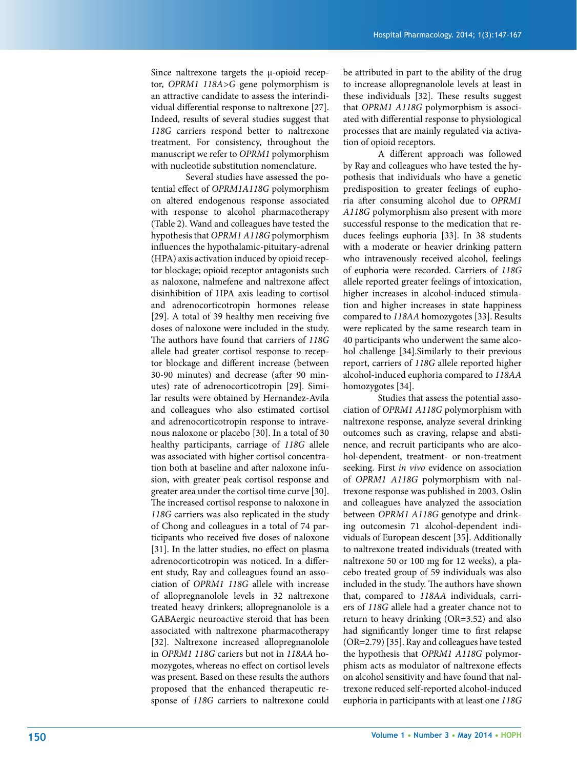Since naltrexone targets the μ-opioid receptor, *OPRM1 118A>G* gene polymorphism is an attractive candidate to assess the interindividual differential response to naltrexone [27]. Indeed, results of several studies suggest that *118G* carriers respond better to naltrexone treatment. For consistency, throughout the manuscript we refer to *OPRM1* polymorphism with nucleotide substitution nomenclature.

Several studies have assessed the potential effect of *OPRM1A118G* polymorphism on altered endogenous response associated with response to alcohol pharmacotherapy (Table 2). Wand and colleagues have tested the hypothesis that *OPRM1 A118G* polymorphism influences the hypothalamic-pituitary-adrenal (HPA) axis activation induced by opioid receptor blockage; opioid receptor antagonists such as naloxone, nalmefene and naltrexone affect disinhibition of HPA axis leading to cortisol and adrenocorticotropin hormones release [29]. A total of 39 healthy men receiving five doses of naloxone were included in the study. The authors have found that carriers of *118G* allele had greater cortisol response to receptor blockage and different increase (between 30-90 minutes) and decrease (after 90 minutes) rate of adrenocorticotropin [29]. Similar results were obtained by Hernandez-Avila and colleagues who also estimated cortisol and adrenocorticotropin response to intravenous naloxone or placebo [30]. In a total of 30 healthy participants, carriage of *118G* allele was associated with higher cortisol concentration both at baseline and after naloxone infusion, with greater peak cortisol response and greater area under the cortisol time curve [30]. The increased cortisol response to naloxone in *118G* carriers was also replicated in the study of Chong and colleagues in a total of 74 participants who received five doses of naloxone [31]. In the latter studies, no effect on plasma adrenocorticotropin was noticed. In a different study, Ray and colleagues found an association of *OPRM1 118G* allele with increase of allopregnanolole levels in 32 naltrexone treated heavy drinkers; allopregnanolole is a GABAergic neuroactive steroid that has been associated with naltrexone pharmacotherapy [32]. Naltrexone increased allopregnanolole in *OPRM1 118G* cariers but not in *118AA* homozygotes, whereas no effect on cortisol levels was present. Based on these results the authors proposed that the enhanced therapeutic response of *118G* carriers to naltrexone could be attributed in part to the ability of the drug to increase allopregnanolole levels at least in these individuals [32]. These results suggest that *OPRM1 A118G* polymorphism is associated with differential response to physiological processes that are mainly regulated via activation of opioid receptors.

A different approach was followed by Ray and colleagues who have tested the hypothesis that individuals who have a genetic predisposition to greater feelings of euphoria after consuming alcohol due to *OPRM1 A118G* polymorphism also present with more successful response to the medication that reduces feelings euphoria [33]. In 38 students with a moderate or heavier drinking pattern who intravenously received alcohol, feelings of euphoria were recorded. Carriers of *118G* allele reported greater feelings of intoxication, higher increases in alcohol-induced stimulation and higher increases in state happiness compared to *118AA* homozygotes [33]. Results were replicated by the same research team in 40 participants who underwent the same alcohol challenge [34].Similarly to their previous report, carriers of *118G* allele reported higher alcohol-induced euphoria compared to *118AA* homozygotes [34].

Studies that assess the potential association of *OPRM1 A118G* polymorphism with naltrexone response, analyze several drinking outcomes such as craving, relapse and abstinence, and recruit participants who are alcohol-dependent, treatment- or non-treatment seeking. First *in vivo* evidence on association of *OPRM1 A118G* polymorphism with naltrexone response was published in 2003. Oslin and colleagues have analyzed the association between *OPRM1 A118G* genotype and drinking outcomesin 71 alcohol-dependent individuals of European descent [35]. Additionally to naltrexone treated individuals (treated with naltrexone 50 or 100 mg for 12 weeks), a placebo treated group of 59 individuals was also included in the study. The authors have shown that, compared to *118AA* individuals, carriers of *118G* allele had a greater chance not to return to heavy drinking (OR=3.52) and also had significantly longer time to first relapse (OR=2.79) [35]. Ray and colleagues have tested the hypothesis that *OPRM1 A118G* polymorphism acts as modulator of naltrexone effects on alcohol sensitivity and have found that naltrexone reduced self-reported alcohol-induced euphoria in participants with at least one *118G*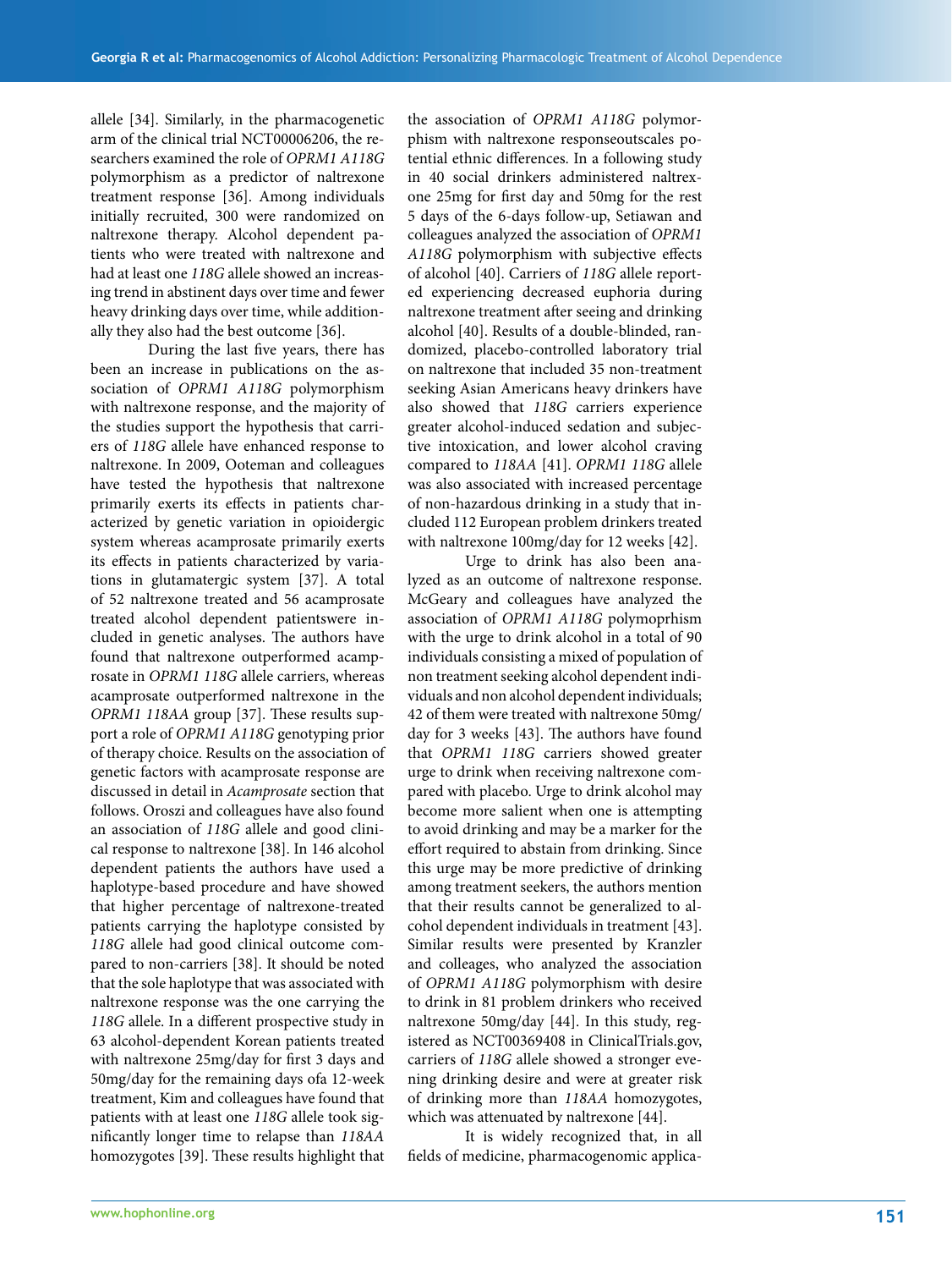allele [34]. Similarly, in the pharmacogenetic arm of the clinical trial NCT00006206, the researchers examined the role of *OPRM1 A118G* polymorphism as a predictor of naltrexone treatment response [36]. Among individuals initially recruited, 300 were randomized on naltrexone therapy. Alcohol dependent patients who were treated with naltrexone and had at least one *118G* allele showed an increasing trend in abstinent days over time and fewer heavy drinking days over time, while additionally they also had the best outcome [36].

During the last five years, there has been an increase in publications on the association of *OPRM1 A118G* polymorphism with naltrexone response, and the majority of the studies support the hypothesis that carriers of *118G* allele have enhanced response to naltrexone. In 2009, Ooteman and colleagues have tested the hypothesis that naltrexone primarily exerts its effects in patients characterized by genetic variation in opioidergic system whereas acamprosate primarily exerts its effects in patients characterized by variations in glutamatergic system [37]. A total of 52 naltrexone treated and 56 acamprosate treated alcohol dependent patientswere included in genetic analyses. The authors have found that naltrexone outperformed acamprosate in *OPRM1 118G* allele carriers, whereas acamprosate outperformed naltrexone in the *OPRM1 118AA* group [37]. These results support a role of *OPRM1 A118G* genotyping prior of therapy choice. Results on the association of genetic factors with acamprosate response are discussed in detail in *Acamprosate* section that follows. Oroszi and colleagues have also found an association of *118G* allele and good clinical response to naltrexone [38]. In 146 alcohol dependent patients the authors have used a haplotype-based procedure and have showed that higher percentage of naltrexone-treated patients carrying the haplotype consisted by *118G* allele had good clinical outcome compared to non-carriers [38]. It should be noted that the sole haplotype that was associated with naltrexone response was the one carrying the *118G* allele. In a different prospective study in 63 alcohol-dependent Korean patients treated with naltrexone 25mg/day for first 3 days and 50mg/day for the remaining days ofa 12-week treatment, Kim and colleagues have found that patients with at least one *118G* allele took significantly longer time to relapse than *118AA* homozygotes [39]. These results highlight that the association of *OPRM1 A118G* polymorphism with naltrexone responseoutscales potential ethnic differences. In a following study in 40 social drinkers administered naltrexone 25mg for first day and 50mg for the rest 5 days of the 6-days follow-up, Setiawan and colleagues analyzed the association of *OPRM1 A118G* polymorphism with subjective effects of alcohol [40]. Carriers of *118G* allele reported experiencing decreased euphoria during naltrexone treatment after seeing and drinking alcohol [40]. Results of a double-blinded, randomized, placebo-controlled laboratory trial on naltrexone that included 35 non-treatment seeking Asian Americans heavy drinkers have also showed that *118G* carriers experience greater alcohol-induced sedation and subjective intoxication, and lower alcohol craving compared to *118AA* [41]. *OPRM1 118G* allele was also associated with increased percentage of non-hazardous drinking in a study that included 112 European problem drinkers treated with naltrexone 100mg/day for 12 weeks [42].

Urge to drink has also been analyzed as an outcome of naltrexone response. McGeary and colleagues have analyzed the association of *OPRM1 A118G* polymoprhism with the urge to drink alcohol in a total of 90 individuals consisting a mixed of population of non treatment seeking alcohol dependent individuals and non alcohol dependent individuals; 42 of them were treated with naltrexone 50mg/day for 3 weeks [43]. The authors have found that *OPRM1 118G* carriers showed greater urge to drink when receiving naltrexone compared with placebo. Urge to drink alcohol may become more salient when one is attempting to avoid drinking and may be a marker for the effort required to abstain from drinking. Since this urge may be more predictive of drinking among treatment seekers, the authors mention that their results cannot be generalized to alcohol dependent individuals in treatment [43]. Similar results were presented by Kranzler and colleages, who analyzed the association of *OPRM1 A118G* polymorphism with desire to drink in 81 problem drinkers who received naltrexone 50mg/day [44]. In this study, registered as NCT00369408 in ClinicalTrials.gov, carriers of *118G* allele showed a stronger evening drinking desire and were at greater risk of drinking more than *118AA* homozygotes, which was attenuated by naltrexone [44].

It is widely recognized that, in all fields of medicine, pharmacogenomic applica-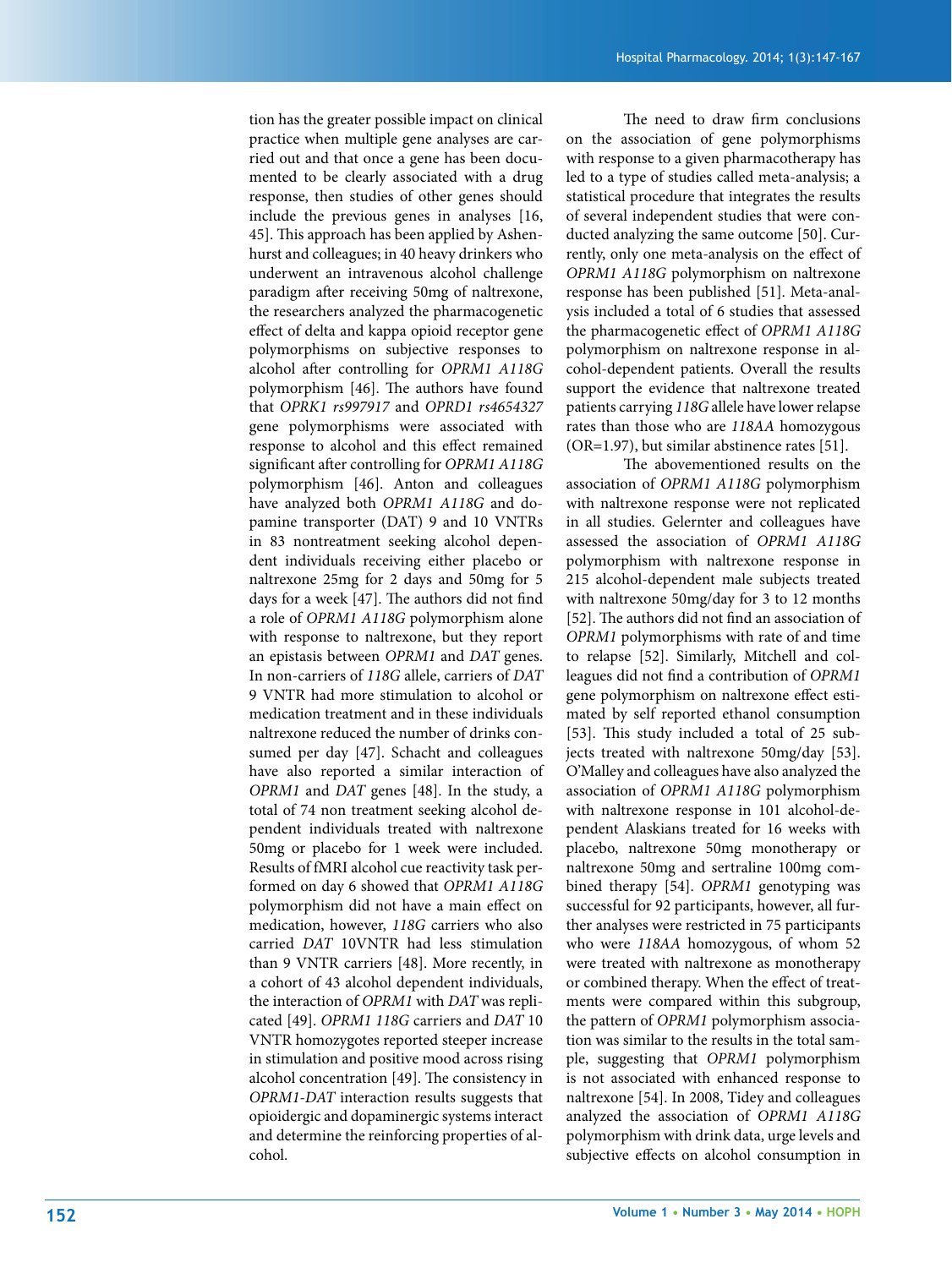tion has the greater possible impact on clinical practice when multiple gene analyses are carried out and that once a gene has been documented to be clearly associated with a drug response, then studies of other genes should include the previous genes in analyses [16, 45]. This approach has been applied by Ashenhurst and colleagues; in 40 heavy drinkers who underwent an intravenous alcohol challenge paradigm after receiving 50mg of naltrexone, the researchers analyzed the pharmacogenetic effect of delta and kappa opioid receptor gene polymorphisms on subjective responses to alcohol after controlling for *OPRM1 A118G* polymorphism [46]. The authors have found that *OPRK1 rs997917* and *OPRD1 rs4654327* gene polymorphisms were associated with response to alcohol and this effect remained significant after controlling for *OPRM1 A118G* polymorphism [46]. Anton and colleagues have analyzed both *OPRM1 A118G* and dopamine transporter (DAT) 9 and 10 VNTRs in 83 nontreatment seeking alcohol dependent individuals receiving either placebo or naltrexone 25mg for 2 days and 50mg for 5 days for a week [47]. The authors did not find a role of *OPRM1 A118G* polymorphism alone with response to naltrexone, but they report an epistasis between *OPRM1* and *DAT* genes. In non-carriers of *118G* allele, carriers of *DAT* 9 VNTR had more stimulation to alcohol or medication treatment and in these individuals naltrexone reduced the number of drinks consumed per day [47]. Schacht and colleagues have also reported a similar interaction of *OPRM1* and *DAT* genes [48]. In the study, a total of 74 non treatment seeking alcohol dependent individuals treated with naltrexone 50mg or placebo for 1 week were included. Results of fMRI alcohol cue reactivity task performed on day 6 showed that *OPRM1 A118G* polymorphism did not have a main effect on medication, however, *118G* carriers who also carried *DAT* 10VNTR had less stimulation than 9 VNTR carriers [48]. More recently, in a cohort of 43 alcohol dependent individuals, the interaction of *OPRM1* with *DAT* was replicated [49]. *OPRM1 118G* carriers and *DAT* 10 VNTR homozygotes reported steeper increase in stimulation and positive mood across rising alcohol concentration [49]. The consistency in *OPRM1-DAT* interaction results suggests that opioidergic and dopaminergic systems interact and determine the reinforcing properties of alcohol.

The need to draw firm conclusions on the association of gene polymorphisms with response to a given pharmacotherapy has led to a type of studies called meta-analysis; a statistical procedure that integrates the results of several independent studies that were conducted analyzing the same outcome [50]. Currently, only one meta-analysis on the effect of *OPRM1 A118G* polymorphism on naltrexone response has been published [51]. Meta-analysis included a total of 6 studies that assessed the pharmacogenetic effect of *OPRM1 A118G* polymorphism on naltrexone response in alcohol-dependent patients. Overall the results support the evidence that naltrexone treated patients carrying *118G* allele have lower relapse rates than those who are *118AA* homozygous (OR=1.97), but similar abstinence rates [51].

The abovementioned results on the association of *OPRM1 A118G* polymorphism with naltrexone response were not replicated in all studies. Gelernter and colleagues have assessed the association of *OPRM1 A118G* polymorphism with naltrexone response in 215 alcohol-dependent male subjects treated with naltrexone 50mg/day for 3 to 12 months [52]. The authors did not find an association of *OPRM1* polymorphisms with rate of and time to relapse [52]. Similarly, Mitchell and colleagues did not find a contribution of *OPRM1* gene polymorphism on naltrexone effect estimated by self reported ethanol consumption [53]. This study included a total of 25 subjects treated with naltrexone 50mg/day [53]. O'Malley and colleagues have also analyzed the association of *OPRM1 A118G* polymorphism with naltrexone response in 101 alcohol-dependent Alaskians treated for 16 weeks with placebo, naltrexone 50mg monotherapy or naltrexone 50mg and sertraline 100mg combined therapy [54]. *OPRM1* genotyping was successful for 92 participants, however, all further analyses were restricted in 75 participants who were *118AA* homozygous, of whom 52 were treated with naltrexone as monotherapy or combined therapy. When the effect of treatments were compared within this subgroup, the pattern of *OPRM1* polymorphism association was similar to the results in the total sample, suggesting that *OPRM1* polymorphism is not associated with enhanced response to naltrexone [54]. In 2008, Tidey and colleagues analyzed the association of *OPRM1 A118G* polymorphism with drink data, urge levels and subjective effects on alcohol consumption in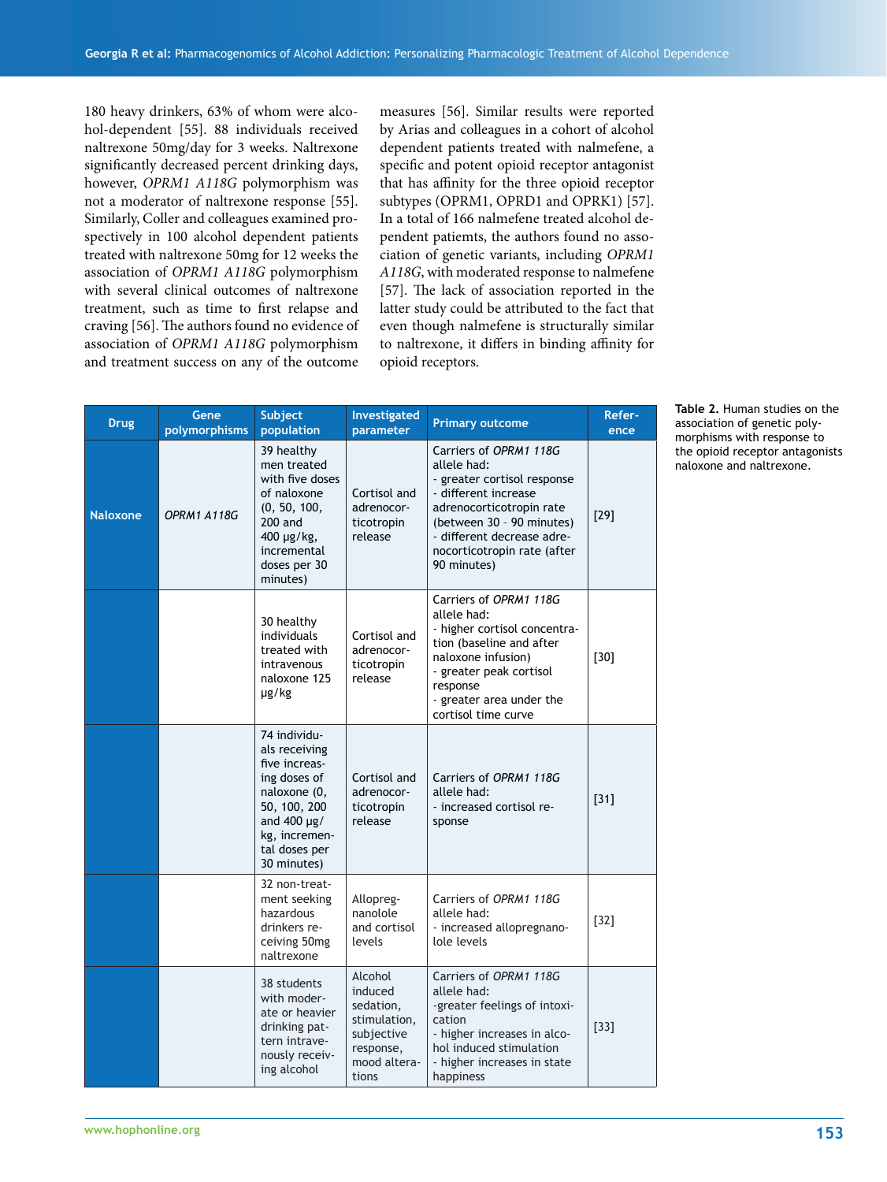180 heavy drinkers, 63% of whom were alcohol-dependent [55]. 88 individuals received naltrexone 50mg/day for 3 weeks. Naltrexone significantly decreased percent drinking days, however, *OPRM1 A118G* polymorphism was not a moderator of naltrexone response [55]. Similarly, Coller and colleagues examined prospectively in 100 alcohol dependent patients treated with naltrexone 50mg for 12 weeks the association of *OPRM1 A118G* polymorphism with several clinical outcomes of naltrexone treatment, such as time to first relapse and craving [56]. The authors found no evidence of association of *OPRM1 A118G* polymorphism and treatment success on any of the outcome measures [56]. Similar results were reported by Arias and colleagues in a cohort of alcohol dependent patients treated with nalmefene, a specific and potent opioid receptor antagonist that has affinity for the three opioid receptor subtypes (OPRM1, OPRD1 and OPRK1) [57]. In a total of 166 nalmefene treated alcohol dependent patiemts, the authors found no association of genetic variants, including *OPRM1 A118G*, with moderated response to nalmefene [57]. The lack of association reported in the latter study could be attributed to the fact that even though nalmefene is structurally similar to naltrexone, it differs in binding affinity for opioid receptors.

**Table 2.** Human studies on the association of genetic polymorphisms with response to the opioid receptor antagonists naloxone and naltrexone.

| Drug | Gene polymorphisms | Subject population | Investigated parameter | Primary outcome | Reference |
|---|---|---|---|---|---|
| Naloxone | *OPRM1 A118G* | 39 healthy men treated with five doses of naloxone (0, 50, 100, 200 and 400 µg/kg, incremental doses per 30 minutes) | Cortisol and adrenocorticotropin release | Carriers of *OPRM1 118G* allele had:<br>- greater cortisol response<br>- different increase adrenocorticotropin rate (between 30 – 90 minutes)<br>- different decrease adrenocorticotropin rate (after 90 minutes) | [29] |
| | | 30 healthy individuals treated with intravenous naloxone 125 µg/kg | Cortisol and adrenocorticotropin release | Carriers of *OPRM1 118G* allele had:<br>- higher cortisol concentration (baseline and after naloxone infusion)<br>- greater peak cortisol response<br>- greater area under the cortisol time curve | [30] |
| | | 74 individuals receiving five increasing doses of naloxone (0, 50, 100, 200 and 400 µg/kg, incremental doses per 30 minutes) | Cortisol and adrenocorticotropin release | Carriers of *OPRM1 118G* allele had:<br>- increased cortisol response | [31] |
| | | 32 non-treatment seeking hazardous drinkers receiving 50mg naltrexone | Allopregnanolole and cortisol levels | Carriers of *OPRM1 118G* allele had:<br>- increased allopregnanolole levels | [32] |
| | | 38 students with moderate or heavier drinking pattern intravenously receiving alcohol | Alcohol induced sedation, stimulation, subjective response, mood alterations | Carriers of *OPRM1 118G* allele had:<br>-greater feelings of intoxication<br>- higher increases in alcohol induced stimulation<br>- higher increases in state happiness | [33] |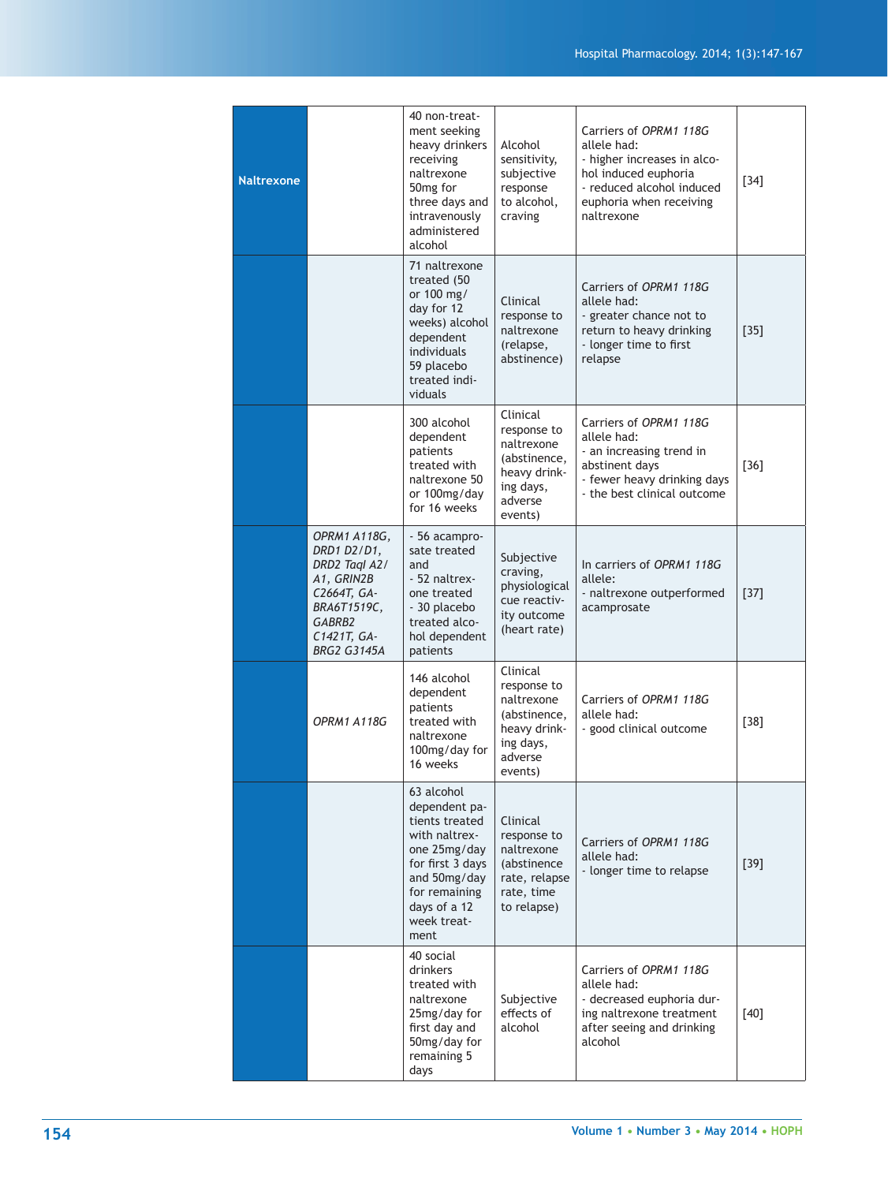| | | | | | |
|---|---|---|---|---|---|
| **Naltrexone** | | 40 non-treatment seeking heavy drinkers receiving naltrexone 50mg for three days and intravenously administered alcohol | Alcohol sensitivity, subjective response to alcohol, craving | Carriers of *OPRM1 118G* allele had:<br>- higher increases in alcohol induced euphoria<br>- reduced alcohol induced euphoria when receiving naltrexone | [34] |
| | | 71 naltrexone treated (50 or 100 mg/day for 12 weeks) alcohol dependent individuals<br>59 placebo treated individuals | Clinical response to naltrexone (relapse, abstinence) | Carriers of *OPRM1 118G* allele had:<br>- greater chance not to return to heavy drinking<br>- longer time to first relapse | [35] |
| | | 300 alcohol dependent patients treated with naltrexone 50 or 100mg/day for 16 weeks | Clinical response to naltrexone (abstinence, heavy drinking days, adverse events) | Carriers of *OPRM1 118G* allele had:<br>- an increasing trend in abstinent days<br>- fewer heavy drinking days<br>- the best clinical outcome | [36] |
| | *OPRM1 A118G, DRD1 D2/D1, DRD2 TaqI A2/A1, GRIN2B C2664T, GABRA6T1519C, GABRB2 C1421T, GABRG2 G3145A* | - 56 acamprosate treated and<br>- 52 naltrexone treated<br>- 30 placebo treated alcohol dependent patients | Subjective craving, physiological cue reactivity outcome (heart rate) | In carriers of *OPRM1 118G* allele:<br>- naltrexone outperformed acamprosate | [37] |
| | *OPRM1 A118G* | 146 alcohol dependent patients treated with naltrexone 100mg/day for 16 weeks | Clinical response to naltrexone (abstinence, heavy drinking days, adverse events) | Carriers of *OPRM1 118G* allele had:<br>- good clinical outcome | [38] |
| | | 63 alcohol dependent patients treated with naltrexone 25mg/day for first 3 days and 50mg/day for remaining days of a 12 week treatment | Clinical response to naltrexone (abstinence rate, relapse rate, time to relapse) | Carriers of *OPRM1 118G* allele had:<br>- longer time to relapse | [39] |
| | | 40 social drinkers treated with naltrexone 25mg/day for first day and 50mg/day for remaining 5 days | Subjective effects of alcohol | Carriers of *OPRM1 118G* allele had:<br>- decreased euphoria during naltrexone treatment after seeing and drinking alcohol | [40] |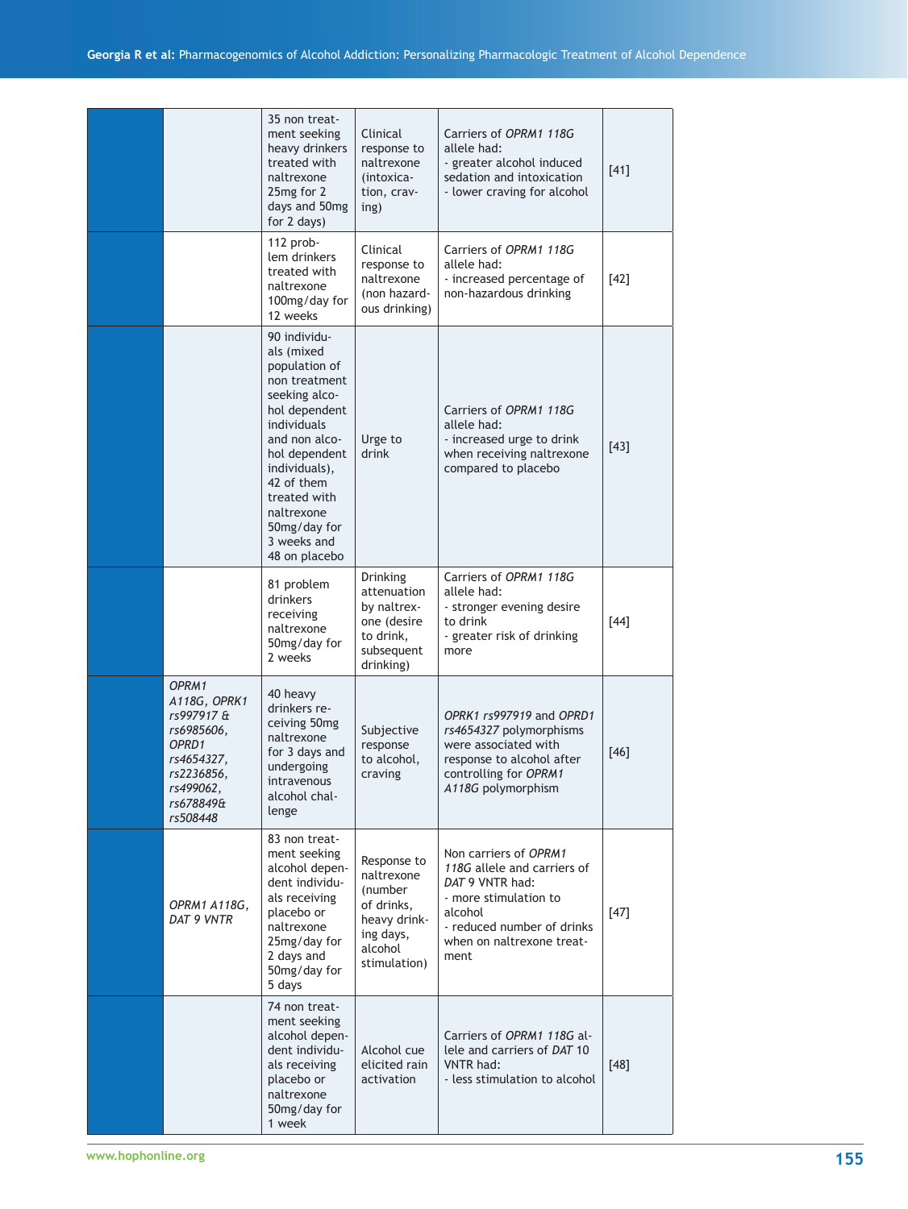| | | | | | |
|---|---|---|---|---|---|
| | | 35 non treatment seeking heavy drinkers treated with naltrexone 25mg for 2 days and 50mg for 2 days) | Clinical response to naltrexone (intoxication, craving) | Carriers of *OPRM1 118G* allele had:<br>- greater alcohol induced sedation and intoxication<br>- lower craving for alcohol | [41] |
| | | 112 problem drinkers treated with naltrexone 100mg/day for 12 weeks | Clinical response to naltrexone (non hazardous drinking) | Carriers of *OPRM1 118G* allele had:<br>- increased percentage of non-hazardous drinking | [42] |
| | | 90 individuals (mixed population of non treatment seeking alcohol dependent individuals and non alcohol dependent individuals), 42 of them treated with naltrexone 50mg/day for 3 weeks and 48 on placebo | Urge to drink | Carriers of *OPRM1 118G* allele had:<br>- increased urge to drink when receiving naltrexone compared to placebo | [43] |
| | | 81 problem drinkers receiving naltrexone 50mg/day for 2 weeks | Drinking attenuation by naltrexone (desire to drink, subsequent drinking) | Carriers of *OPRM1 118G* allele had:<br>- stronger evening desire to drink<br>- greater risk of drinking more | [44] |
| | *OPRM1 A118G, OPRK1 rs997917 & rs6985606, OPRD1 rs4654327, rs2236856, rs499062, rs678849& rs508448* | 40 heavy drinkers receiving 50mg naltrexone for 3 days and undergoing intravenous alcohol challenge | Subjective response to alcohol, craving | *OPRK1 rs997919* and *OPRD1 rs4654327* polymorphisms were associated with response to alcohol after controlling for *OPRM1 A118G* polymorphism | [46] |
| | *OPRM1 A118G, DAT 9 VNTR* | 83 non treatment seeking alcohol dependent individuals receiving placebo or naltrexone 25mg/day for 2 days and 50mg/day for 5 days | Response to naltrexone (number of drinks, heavy drinking days, alcohol stimulation) | Non carriers of *OPRM1 118G* allele and carriers of *DAT* 9 VNTR had:<br>- more stimulation to alcohol<br>- reduced number of drinks when on naltrexone treatment | [47] |
| | | 74 non treatment seeking alcohol dependent individuals receiving placebo or naltrexone 50mg/day for 1 week | Alcohol cue elicited rain activation | Carriers of *OPRM1 118G* allele and carriers of *DAT* 10 VNTR had:<br>- less stimulation to alcohol | [48] |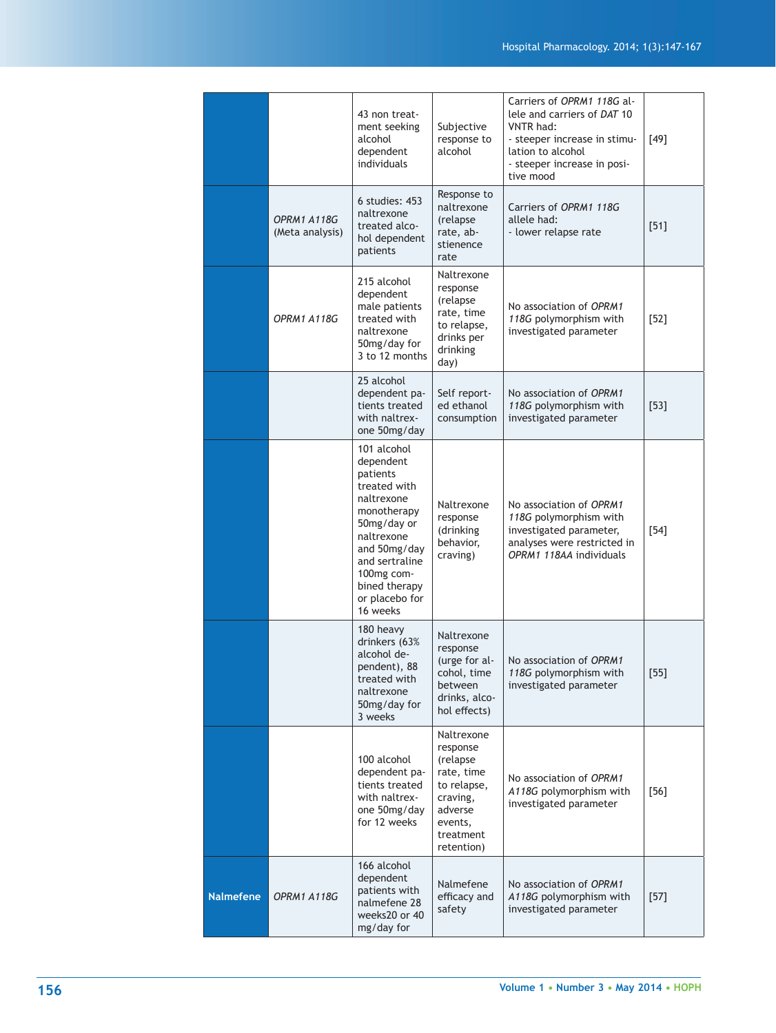| | | | | | |
|---|---|---|---|---|---|
| | | 43 non treatment seeking alcohol dependent individuals | Subjective response to alcohol | Carriers of *OPRM1 118G* allele and carriers of *DAT* 10 VNTR had:<br>- steeper increase in stimulation to alcohol<br>- steeper increase in positive mood | [49] |
| | *OPRM1 A118G* (Meta analysis) | 6 studies: 453 naltrexone treated alcohol dependent patients | Response to naltrexone (relapse rate, abstienence rate | Carriers of *OPRM1 118G* allele had:<br>- lower relapse rate | [51] |
| | *OPRM1 A118G* | 215 alcohol dependent male patients treated with naltrexone 50mg/day for 3 to 12 months | Naltrexone response (relapse rate, time to relapse, drinks per drinking day) | No association of *OPRM1 118G* polymorphism with investigated parameter | [52] |
| | | 25 alcohol dependent patients treated with naltrexone 50mg/day | Self reported ethanol consumption | No association of *OPRM1 118G* polymorphism with investigated parameter | [53] |
| | | 101 alcohol dependent patients treated with naltrexone monotherapy 50mg/day or naltrexone and 50mg/day and sertraline 100mg combined therapy or placebo for 16 weeks | Naltrexone response (drinking behavior, craving) | No association of *OPRM1 118G* polymorphism with investigated parameter, analyses were restricted in *OPRM1 118AA* individuals | [54] |
| | | 180 heavy drinkers (63% alcohol dependent), 88 treated with naltrexone 50mg/day for 3 weeks | Naltrexone response (urge for alcohol, time between drinks, alcohol effects) | No association of *OPRM1 118G* polymorphism with investigated parameter | [55] |
| | | 100 alcohol dependent patients treated with naltrexone 50mg/day for 12 weeks | Naltrexone response (relapse rate, time to relapse, craving, adverse events, treatment retention) | No association of *OPRM1 A118G* polymorphism with investigated parameter | [56] |
| **Nalmefene** | *OPRM1 A118G* | 166 alcohol dependent patients with nalmefene 28 weeks20 or 40 mg/day for | Nalmefene efficacy and safety | No association of *OPRM1 A118G* polymorphism with investigated parameter | [57] |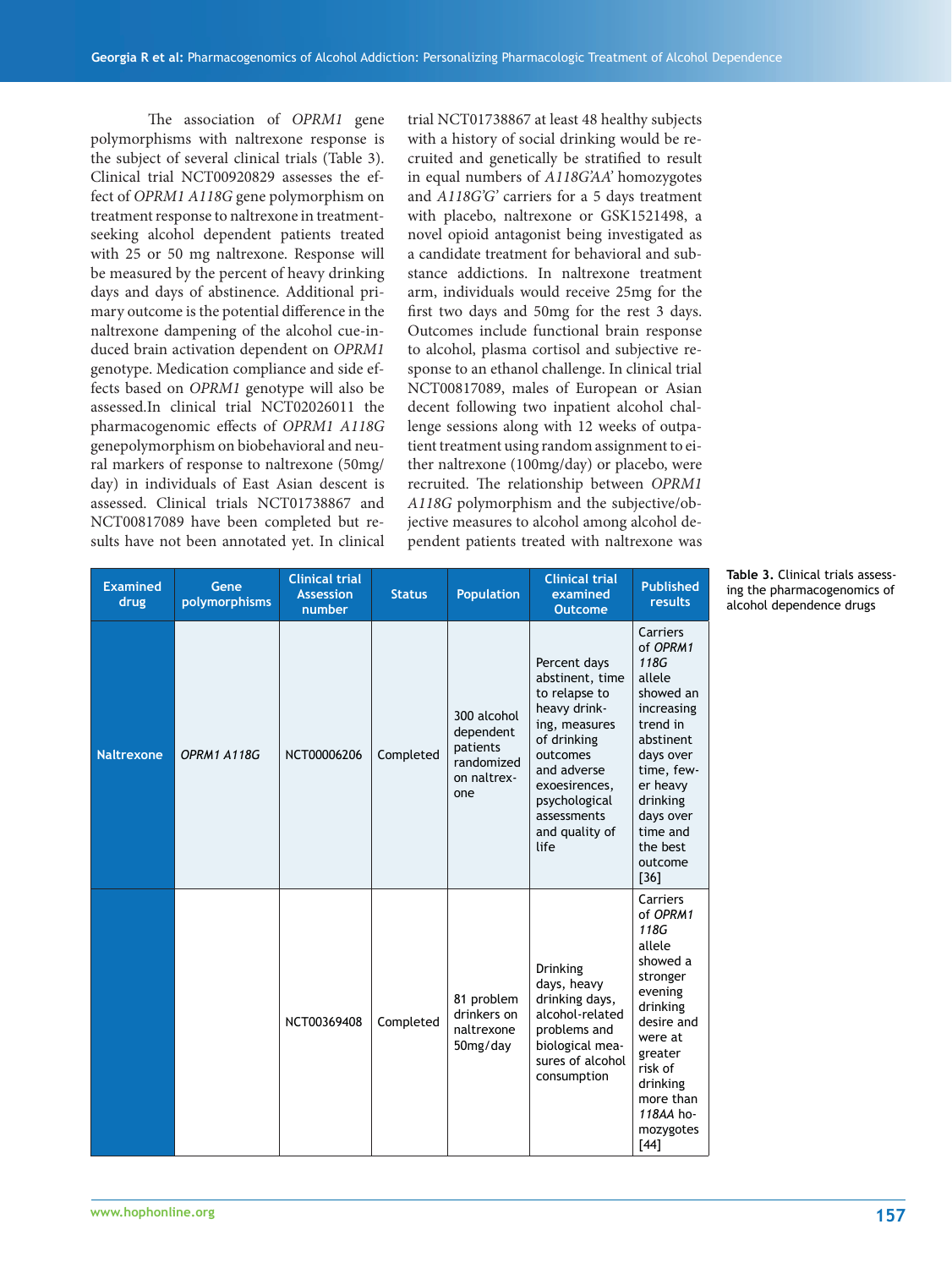The association of *OPRM1* gene polymorphisms with naltrexone response is the subject of several clinical trials (Table 3). Clinical trial NCT00920829 assesses the effect of *OPRM1 A118G* gene polymorphism on treatment response to naltrexone in treatment-seeking alcohol dependent patients treated with 25 or 50 mg naltrexone. Response will be measured by the percent of heavy drinking days and days of abstinence. Additional primary outcome is the potential difference in the naltrexone dampening of the alcohol cue-induced brain activation dependent on *OPRM1* genotype. Medication compliance and side effects based on *OPRM1* genotype will also be assessed.In clinical trial NCT02026011 the pharmacogenomic effects of *OPRM1 A118G* genepolymorphism on biobehavioral and neural markers of response to naltrexone (50mg/day) in individuals of East Asian descent is assessed. Clinical trials NCT01738867 and NCT00817089 have been completed but results have not been annotated yet. In clinical trial NCT01738867 at least 48 healthy subjects with a history of social drinking would be recruited and genetically be stratified to result in equal numbers of *A118G'AA'* homozygotes and *A118G'G'* carriers for a 5 days treatment with placebo, naltrexone or GSK1521498, a novel opioid antagonist being investigated as a candidate treatment for behavioral and substance addictions. In naltrexone treatment arm, individuals would receive 25mg for the first two days and 50mg for the rest 3 days. Outcomes include functional brain response to alcohol, plasma cortisol and subjective response to an ethanol challenge. In clinical trial NCT00817089, males of European or Asian decent following two inpatient alcohol challenge sessions along with 12 weeks of outpatient treatment using random assignment to either naltrexone (100mg/day) or placebo, were recruited. The relationship between *OPRM1 A118G* polymorphism and the subjective/objective measures to alcohol among alcohol dependent patients treated with naltrexone was

**Table 3.** Clinical trials assessing the pharmacogenomics of alcohol dependence drugs

| Examined drug | Gene polymorphisms | Clinical trial Assession number | Status | Population | Clinical trial examined Outcome | Published results |
|---|---|---|---|---|---|---|
| Naltrexone | *OPRM1 A118G* | NCT00006206 | Completed | 300 alcohol dependent patients randomized on naltrexone | Percent days abstinent, time to relapse to heavy drinking, measures of drinking outcomes and adverse exoesirences, psychological assessments and quality of life | Carriers of *OPRM1 118G* allele showed an increasing trend in abstinent days over time, fewer heavy drinking days over time and the best outcome [36] |
| | | NCT00369408 | Completed | 81 problem drinkers on naltrexone 50mg/day | Drinking days, heavy drinking days, alcohol-related problems and biological measures of alcohol consumption | Carriers of *OPRM1 118G* allele showed a stronger evening drinking desire and were at greater risk of drinking more than *118AA* homozygotes [44] |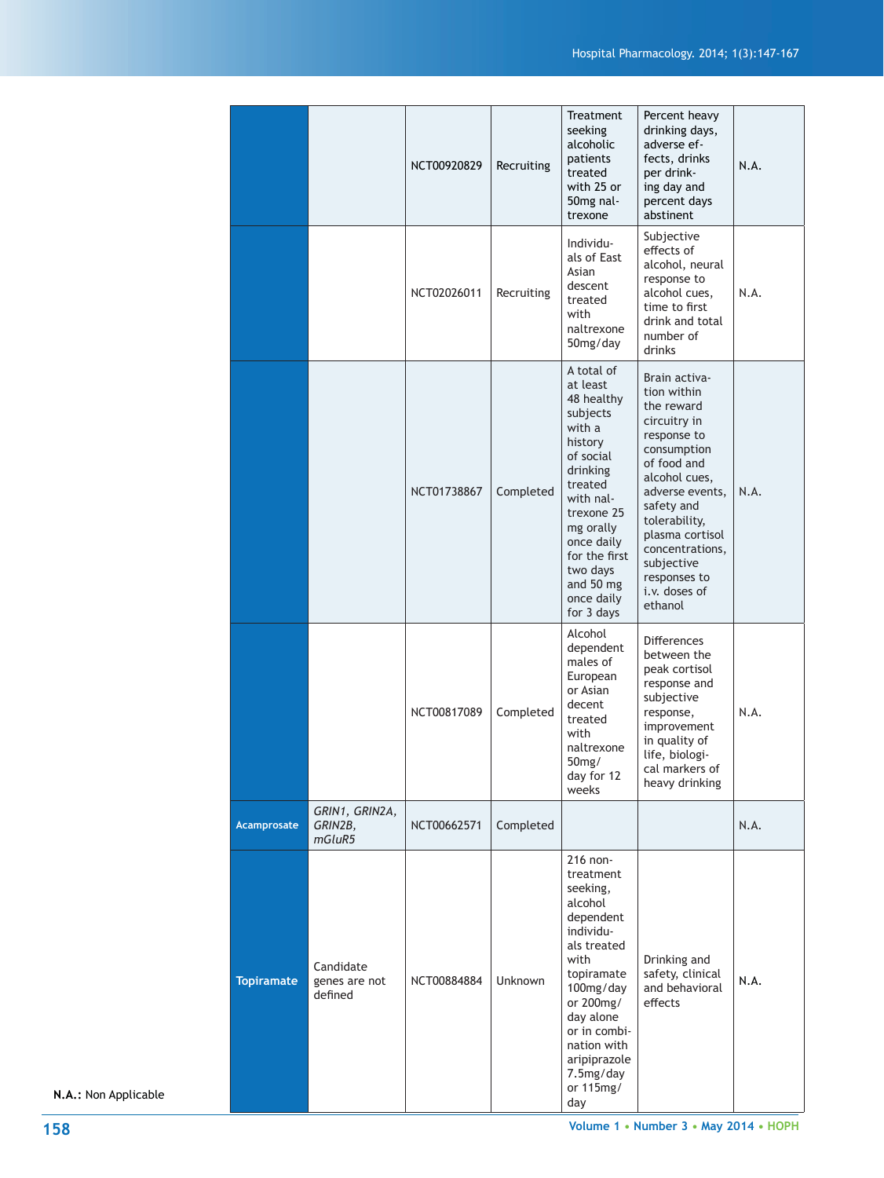| | | | | | | |
|---|---|---|---|---|---|---|
| | | NCT00920829 | Recruiting | Treatment seeking alcoholic patients treated with 25 or 50mg naltrexone | Percent heavy drinking days, adverse effects, drinks per drinking day and percent days abstinent | N.A. |
| | | NCT02026011 | Recruiting | Individuals of East Asian descent treated with naltrexone 50mg/day | Subjective effects of alcohol, neural response to alcohol cues, time to first drink and total number of drinks | N.A. |
| | | NCT01738867 | Completed | A total of at least 48 healthy subjects with a history of social drinking treated with naltrexone 25 mg orally once daily for the first two days and 50 mg once daily for 3 days | Brain activation within the reward circuitry in response to consumption of food and alcohol cues, adverse events, safety and tolerability, plasma cortisol concentrations, subjective responses to i.v. doses of ethanol | N.A. |
| | | NCT00817089 | Completed | Alcohol dependent males of European or Asian decent treated with naltrexone 50mg/day for 12 weeks | Differences between the peak cortisol response and subjective response, improvement in quality of life, biological markers of heavy drinking | N.A. |
| **Acamprosate** | *GRIN1, GRIN2A, GRIN2B, mGluR5* | NCT00662571 | Completed | | | N.A. |
| **Topiramate** | Candidate genes are not defined | NCT00884884 | Unknown | 216 non-treatment seeking, alcohol dependent individuals treated with topiramate 100mg/day or 200mg/day alone or in combination with aripiprazole 7.5mg/day or 115mg/day | Drinking and safety, clinical and behavioral effects | N.A. |

**N.A.:** Non Applicable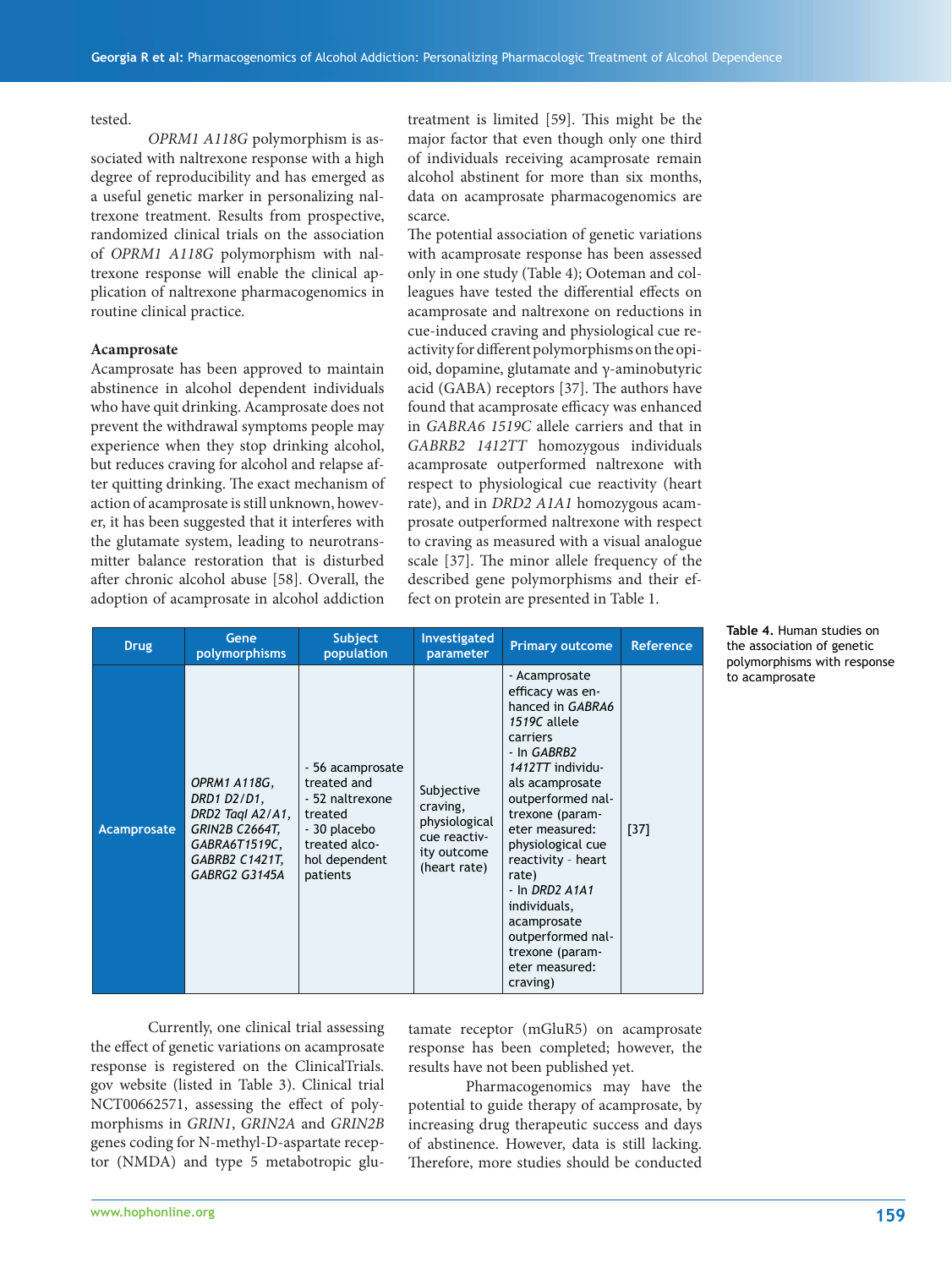tested.

*OPRM1 A118G* polymorphism is associated with naltrexone response with a high degree of reproducibility and has emerged as a useful genetic marker in personalizing naltrexone treatment. Results from prospective, randomized clinical trials on the association of *OPRM1 A118G* polymorphism with naltrexone response will enable the clinical application of naltrexone pharmacogenomics in routine clinical practice.

**Acamprosate**

Acamprosate has been approved to maintain abstinence in alcohol dependent individuals who have quit drinking. Acamprosate does not prevent the withdrawal symptoms people may experience when they stop drinking alcohol, but reduces craving for alcohol and relapse after quitting drinking. The exact mechanism of action of acamprosate is still unknown, however, it has been suggested that it interferes with the glutamate system, leading to neurotransmitter balance restoration that is disturbed after chronic alcohol abuse [58]. Overall, the adoption of acamprosate in alcohol addiction treatment is limited [59]. This might be the major factor that even though only one third of individuals receiving acamprosate remain alcohol abstinent for more than six months, data on acamprosate pharmacogenomics are scarce.

The potential association of genetic variations with acamprosate response has been assessed only in one study (Table 4); Ooteman and colleagues have tested the differential effects on acamprosate and naltrexone on reductions in cue-induced craving and physiological cue reactivity for different polymorphisms on the opioid, dopamine, glutamate and γ-aminobutyric acid (GABA) receptors [37]. The authors have found that acamprosate efficacy was enhanced in *GABRA6 1519C* allele carriers and that in *GABRB2 1412TT* homozygous individuals acamprosate outperformed naltrexone with respect to physiological cue reactivity (heart rate), and in *DRD2 A1A1* homozygous acamprosate outperformed naltrexone with respect to craving as measured with a visual analogue scale [37]. The minor allele frequency of the described gene polymorphisms and their effect on protein are presented in Table 1.

**Table 4.** Human studies on the association of genetic polymorphisms with response to acamprosate

| Drug | Gene polymorphisms | Subject population | Investigated parameter | Primary outcome | Reference |
|---|---|---|---|---|---|
| Acamprosate | *OPRM1 A118G, DRD1 D2/D1, DRD2 TaqI A2/A1, GRIN2B C2664T, GABRA6T1519C, GABRB2 C1421T, GABRG2 G3145A* | - 56 acamprosate treated and<br>- 52 naltrexone treated<br>- 30 placebo treated alcohol dependent patients | Subjective craving, physiological cue reactivity outcome (heart rate) | - Acamprosate efficacy was enhanced in *GABRA6 1519C* allele carriers<br>- In *GABRB2 1412TT* individuals acamprosate outperformed naltrexone (parameter measured: physiological cue reactivity - heart rate)<br>- In *DRD2 A1A1* individuals, acamprosate outperformed naltrexone (parameter measured: craving) | [37] |

Currently, one clinical trial assessing the effect of genetic variations on acamprosate response is registered on the ClinicalTrials.gov website (listed in Table 3). Clinical trial NCT00662571, assessing the effect of polymorphisms in *GRIN1*, *GRIN2A* and *GRIN2B* genes coding for N-methyl-D-aspartate receptor (NMDA) and type 5 metabotropic glutamate receptor (mGluR5) on acamprosate response has been completed; however, the results have not been published yet.

Pharmacogenomics may have the potential to guide therapy of acamprosate, by increasing drug therapeutic success and days of abstinence. However, data is still lacking. Therefore, more studies should be conducted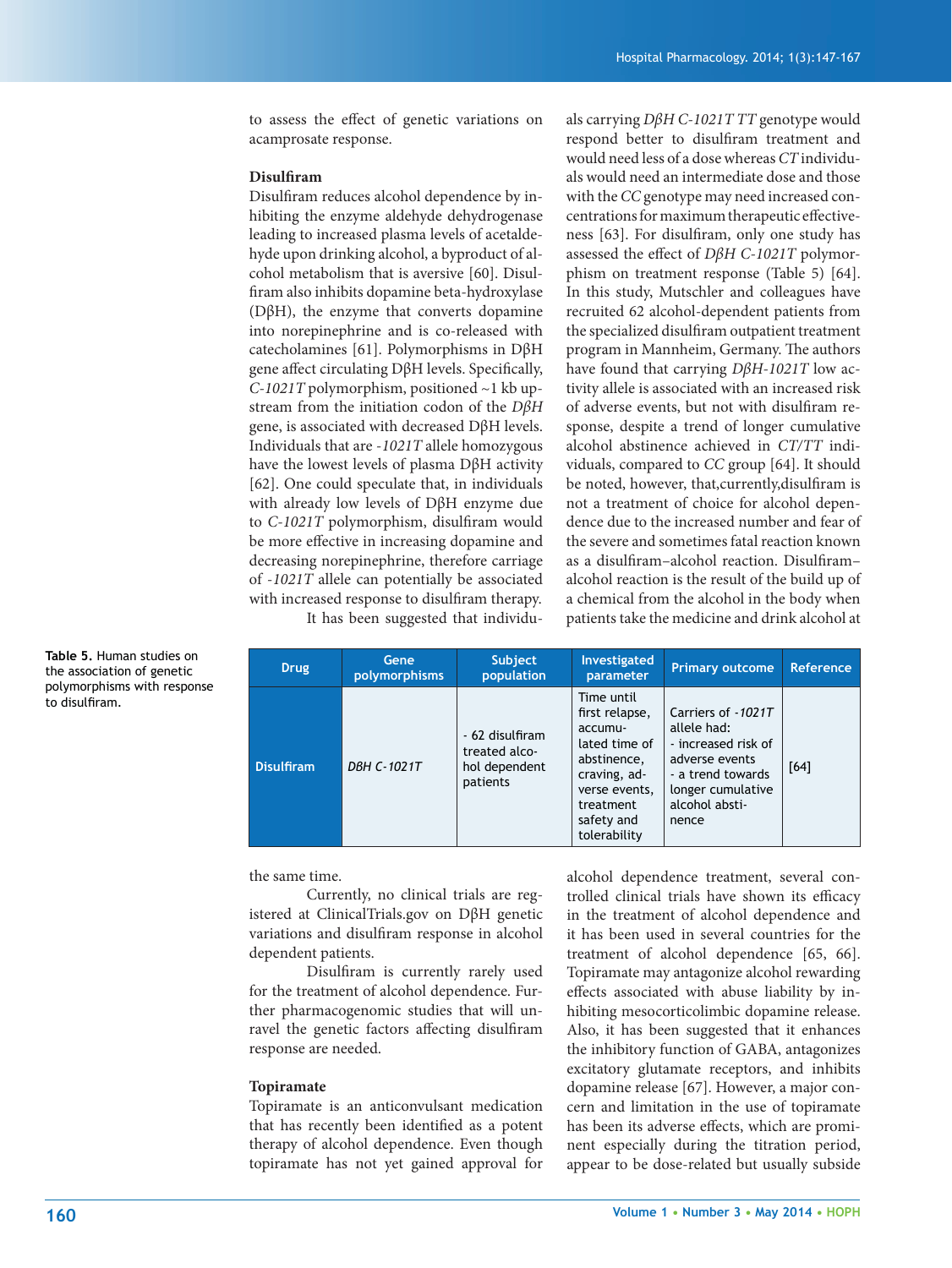to assess the effect of genetic variations on acamprosate response.

**Disulfiram**

Disulfiram reduces alcohol dependence by inhibiting the enzyme aldehyde dehydrogenase leading to increased plasma levels of acetaldehyde upon drinking alcohol, a byproduct of alcohol metabolism that is aversive [60]. Disulfiram also inhibits dopamine beta-hydroxylase (DβH), the enzyme that converts dopamine into norepinephrine and is co-released with catecholamines [61]. Polymorphisms in DβH gene affect circulating DβH levels. Specifically, *C-1021T* polymorphism, positioned ~1 kb upstream from the initiation codon of the *DβH* gene, is associated with decreased DβH levels. Individuals that are *-1021T* allele homozygous have the lowest levels of plasma DβH activity [62]. One could speculate that, in individuals with already low levels of DβH enzyme due to *C-1021T* polymorphism, disulfiram would be more effective in increasing dopamine and decreasing norepinephrine, therefore carriage of *-1021T* allele can potentially be associated with increased response to disulfiram therapy.

It has been suggested that individuals carrying *DβH C-1021T TT* genotype would respond better to disulfiram treatment and would need less of a dose whereas *CT* individuals would need an intermediate dose and those with the *CC* genotype may need increased concentrations for maximum therapeutic effectiveness [63]. For disulfiram, only one study has assessed the effect of *DβH C-1021T* polymorphism on treatment response (Table 5) [64]. In this study, Mutschler and colleagues have recruited 62 alcohol-dependent patients from the specialized disulfiram outpatient treatment program in Mannheim, Germany. The authors have found that carrying *DβH-1021T* low activity allele is associated with an increased risk of adverse events, but not with disulfiram response, despite a trend of longer cumulative alcohol abstinence achieved in *CT/TT* individuals, compared to *CC* group [64]. It should be noted, however, that,currently,disulfiram is not a treatment of choice for alcohol dependence due to the increased number and fear of the severe and sometimes fatal reaction known as a disulfiram–alcohol reaction. Disulfiram–alcohol reaction is the result of the build up of a chemical from the alcohol in the body when patients take the medicine and drink alcohol at the same time.

**Table 5.** Human studies on the association of genetic polymorphisms with response to disulfiram.

| Drug | Gene polymorphisms | Subject population | Investigated parameter | Primary outcome | Reference |
|---|---|---|---|---|---|
| Disulfiram | *DBH C-1021T* | - 62 disulfiram treated alcohol dependent patients | Time until first relapse, accumulated time of abstinence, craving, adverse events, treatment safety and tolerability | Carriers of *-1021T* allele had:<br>- increased risk of adverse events<br>- a trend towards longer cumulative alcohol abstinence | [64] |

Currently, no clinical trials are registered at ClinicalTrials.gov on DβH genetic variations and disulfiram response in alcohol dependent patients.

Disulfiram is currently rarely used for the treatment of alcohol dependence. Further pharmacogenomic studies that will unravel the genetic factors affecting disulfiram response are needed.

**Topiramate**

Topiramate is an anticonvulsant medication that has recently been identified as a potent therapy of alcohol dependence. Even though topiramate has not yet gained approval for alcohol dependence treatment, several controlled clinical trials have shown its efficacy in the treatment of alcohol dependence and it has been used in several countries for the treatment of alcohol dependence [65, 66]. Topiramate may antagonize alcohol rewarding effects associated with abuse liability by inhibiting mesocorticolimbic dopamine release. Also, it has been suggested that it enhances the inhibitory function of GABA, antagonizes excitatory glutamate receptors, and inhibits dopamine release [67]. However, a major concern and limitation in the use of topiramate has been its adverse effects, which are prominent especially during the titration period, appear to be dose-related but usually subside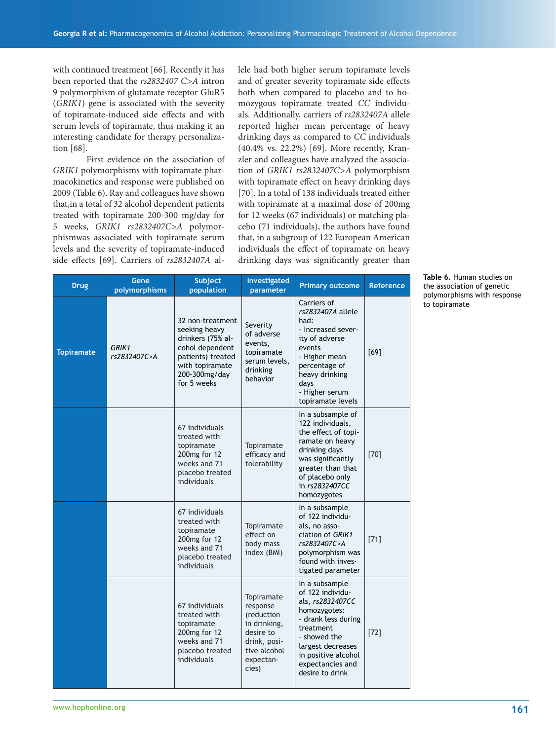with continued treatment [66]. Recently it has been reported that the *rs2832407 C>A* intron 9 polymorphism of glutamate receptor GluR5 (*GRIK1*) gene is associated with the severity of topiramate-induced side effects and with serum levels of topiramate, thus making it an interesting candidate for therapy personalization [68].

First evidence on the association of *GRIK1* polymorphisms with topiramate pharmacokinetics and response were published on 2009 (Table 6). Ray and colleagues have shown that,in a total of 32 alcohol dependent patients treated with topiramate 200-300 mg/day for 5 weeks, *GRIK1 rs2832407C>A* polymorphismwas associated with topiramate serum levels and the severity of topiramate-induced side effects [69]. Carriers of *rs2832407A* allele had both higher serum topiramate levels and of greater severity topiramate side effects both when compared to placebo and to homozygous topiramate treated *CC* individuals. Additionally, carriers of *rs2832407A* allele reported higher mean percentage of heavy drinking days as compared to *CC* individuals (40.4% vs. 22.2%) [69]. More recently, Kranzler and colleagues have analyzed the association of *GRIK1 rs2832407C>A* polymorphism with topiramate effect on heavy drinking days [70]. In a total of 138 individuals treated either with topiramate at a maximal dose of 200mg for 12 weeks (67 individuals) or matching placebo (71 individuals), the authors have found that, in a subgroup of 122 European American individuals the effect of topiramate on heavy drinking days was significantly greater than

**Table 6.** Human studies on the association of genetic polymorphisms with response to topiramate

| Drug | Gene polymorphisms | Subject population | Investigated parameter | Primary outcome | Reference |
|---|---|---|---|---|---|
| **Topiramate** | *GRIK1 rs2832407C>A* | 32 non-treatment seeking heavy drinkers (75% alcohol dependent patients) treated with topiramate 200-300mg/day for 5 weeks | Severity of adverse events, topiramate serum levels, drinking behavior | Carriers of *rs2832407A* allele had:<br>- Increased severity of adverse events<br>- Higher mean percentage of heavy drinking days<br>- Higher serum topiramate levels | [69] |
| | | 67 individuals treated with topiramate 200mg for 12 weeks and 71 placebo treated individuals | Topiramate efficacy and tolerability | In a subsample of 122 individuals, the effect of topiramate on heavy drinking days was significantly greater than that of placebo only in *rs2832407CC* homozygotes | [70] |
| | | 67 individuals treated with topiramate 200mg for 12 weeks and 71 placebo treated individuals | Topiramate effect on body mass index (BMI) | In a subsample of 122 individuals, no association of *GRIK1 rs2832407C>A* polymorphism was found with investigated parameter | [71] |
| | | 67 individuals treated with topiramate 200mg for 12 weeks and 71 placebo treated individuals | Topiramate response (reduction in drinking, desire to drink, positive alcohol expectancies) | In a subsample of 122 individuals, *rs2832407CC* homozygotes:<br>- drank less during treatment<br>- showed the largest decreases in positive alcohol expectancies and desire to drink | [72] |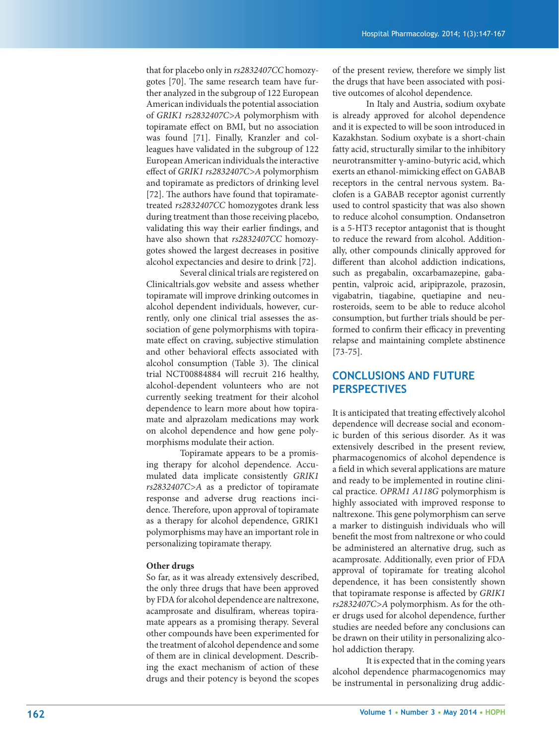that for placebo only in *rs2832407CC* homozygotes [70]. The same research team have further analyzed in the subgroup of 122 European American individuals the potential association of *GRIK1 rs2832407C>A* polymorphism with topiramate effect on BMI, but no association was found [71]. Finally, Kranzler and colleagues have validated in the subgroup of 122 European American individuals the interactive effect of *GRIK1 rs2832407C>A* polymorphism and topiramate as predictors of drinking level [72]. The authors have found that topiramate-treated *rs2832407CC* homozygotes drank less during treatment than those receiving placebo, validating this way their earlier findings, and have also shown that *rs2832407CC* homozygotes showed the largest decreases in positive alcohol expectancies and desire to drink [72].

Several clinical trials are registered on Clinicaltrials.gov website and assess whether topiramate will improve drinking outcomes in alcohol dependent individuals, however, currently, only one clinical trial assesses the association of gene polymorphisms with topiramate effect on craving, subjective stimulation and other behavioral effects associated with alcohol consumption (Table 3). The clinical trial NCT00884884 will recruit 216 healthy, alcohol-dependent volunteers who are not currently seeking treatment for their alcohol dependence to learn more about how topiramate and alprazolam medications may work on alcohol dependence and how gene polymorphisms modulate their action.

Topiramate appears to be a promising therapy for alcohol dependence. Accumulated data implicate consistently *GRIK1 rs2832407C>A* as a predictor of topiramate response and adverse drug reactions incidence. Therefore, upon approval of topiramate as a therapy for alcohol dependence, GRIK1 polymorphisms may have an important role in personalizing topiramate therapy.

**Other drugs**

So far, as it was already extensively described, the only three drugs that have been approved by FDA for alcohol dependence are naltrexone, acamprosate and disulfiram, whereas topiramate appears as a promising therapy. Several other compounds have been experimented for the treatment of alcohol dependence and some of them are in clinical development. Describing the exact mechanism of action of these drugs and their potency is beyond the scopes of the present review, therefore we simply list the drugs that have been associated with positive outcomes of alcohol dependence.

In Italy and Austria, sodium oxybate is already approved for alcohol dependence and it is expected to will be soon introduced in Kazakhstan. Sodium oxybate is a short-chain fatty acid, structurally similar to the inhibitory neurotransmitter γ-amino-butyric acid, which exerts an ethanol-mimicking effect on GABAB receptors in the central nervous system. Baclofen is a GABAB receptor agonist currently used to control spasticity that was also shown to reduce alcohol consumption. Ondansetron is a 5-HT3 receptor antagonist that is thought to reduce the reward from alcohol. Additionally, other compounds clinically approved for different than alcohol addiction indications, such as pregabalin, oxcarbamazepine, gabapentin, valproic acid, aripiprazole, prazosin, vigabatrin, tiagabine, quetiapine and neurosteroids, seem to be able to reduce alcohol consumption, but further trials should be performed to confirm their efficacy in preventing relapse and maintaining complete abstinence [73-75].

## CONCLUSIONS AND FUTURE PERSPECTIVES

It is anticipated that treating effectively alcohol dependence will decrease social and economic burden of this serious disorder. As it was extensively described in the present review, pharmacogenomics of alcohol dependence is a field in which several applications are mature and ready to be implemented in routine clinical practice. *OPRM1 A118G* polymorphism is highly associated with improved response to naltrexone. This gene polymorphism can serve a marker to distinguish individuals who will benefit the most from naltrexone or who could be administered an alternative drug, such as acamprosate. Additionally, even prior of FDA approval of topiramate for treating alcohol dependence, it has been consistently shown that topiramate response is affected by *GRIK1 rs2832407C>A* polymorphism. As for the other drugs used for alcohol dependence, further studies are needed before any conclusions can be drawn on their utility in personalizing alcohol addiction therapy.

It is expected that in the coming years alcohol dependence pharmacogenomics may be instrumental in personalizing drug addic-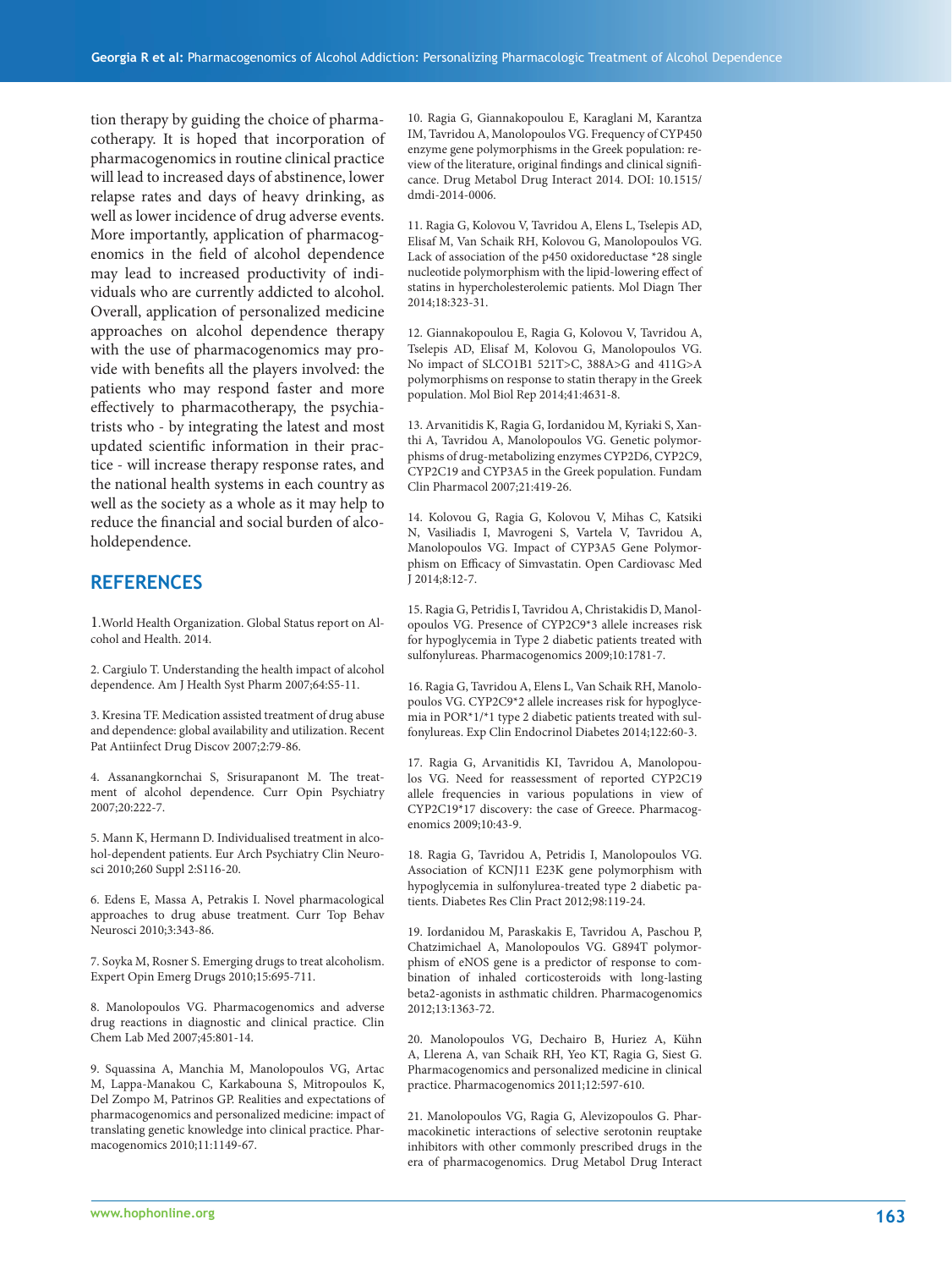tion therapy by guiding the choice of pharmacotherapy. It is hoped that incorporation of pharmacogenomics in routine clinical practice will lead to increased days of abstinence, lower relapse rates and days of heavy drinking, as well as lower incidence of drug adverse events. More importantly, application of pharmacogenomics in the field of alcohol dependence may lead to increased productivity of individuals who are currently addicted to alcohol. Overall, application of personalized medicine approaches on alcohol dependence therapy with the use of pharmacogenomics may provide with benefits all the players involved: the patients who may respond faster and more effectively to pharmacotherapy, the psychiatrists who - by integrating the latest and most updated scientific information in their practice - will increase therapy response rates, and the national health systems in each country as well as the society as a whole as it may help to reduce the financial and social burden of alcoholdependence.

## REFERENCES

1.World Health Organization. Global Status report on Alcohol and Health. 2014.

2. Cargiulo T. Understanding the health impact of alcohol dependence. Am J Health Syst Pharm 2007;64:S5-11.

3. Kresina TF. Medication assisted treatment of drug abuse and dependence: global availability and utilization. Recent Pat Antiinfect Drug Discov 2007;2:79-86.

4. Assanangkornchai S, Srisurapanont M. The treatment of alcohol dependence. Curr Opin Psychiatry 2007;20:222-7.

5. Mann K, Hermann D. Individualised treatment in alcohol-dependent patients. Eur Arch Psychiatry Clin Neurosci 2010;260 Suppl 2:S116-20.

6. Edens E, Massa A, Petrakis I. Novel pharmacological approaches to drug abuse treatment. Curr Top Behav Neurosci 2010;3:343-86.

7. Soyka M, Rosner S. Emerging drugs to treat alcoholism. Expert Opin Emerg Drugs 2010;15:695-711.

8. Manolopoulos VG. Pharmacogenomics and adverse drug reactions in diagnostic and clinical practice. Clin Chem Lab Med 2007;45:801-14.

9. Squassina A, Manchia M, Manolopoulos VG, Artac M, Lappa-Manakou C, Karkabouna S, Mitropoulos K, Del Zompo M, Patrinos GP. Realities and expectations of pharmacogenomics and personalized medicine: impact of translating genetic knowledge into clinical practice. Pharmacogenomics 2010;11:1149-67.

10. Ragia G, Giannakopoulou E, Karaglani M, Karantza IM, Tavridou A, Manolopoulos VG. Frequency of CYP450 enzyme gene polymorphisms in the Greek population: review of the literature, original findings and clinical significance. Drug Metabol Drug Interact 2014. DOI: 10.1515/dmdi-2014-0006.

11. Ragia G, Kolovou V, Tavridou A, Elens L, Tselepis AD, Elisaf M, Van Schaik RH, Kolovou G, Manolopoulos VG. Lack of association of the p450 oxidoreductase *28 single nucleotide polymorphism with the lipid-lowering effect of statins in hypercholesterolemic patients. Mol Diagn Ther 2014;18:323-31.

12. Giannakopoulou E, Ragia G, Kolovou V, Tavridou A, Tselepis AD, Elisaf M, Kolovou G, Manolopoulos VG. No impact of SLCO1B1 521T>C, 388A>G and 411G>A polymorphisms on response to statin therapy in the Greek population. Mol Biol Rep 2014;41:4631-8.

13. Arvanitidis K, Ragia G, Iordanidou M, Kyriaki S, Xanthi A, Tavridou A, Manolopoulos VG. Genetic polymorphisms of drug-metabolizing enzymes CYP2D6, CYP2C9, CYP2C19 and CYP3A5 in the Greek population. Fundam Clin Pharmacol 2007;21:419-26.

14. Kolovou G, Ragia G, Kolovou V, Mihas C, Katsiki N, Vasiliadis I, Mavrogeni S, Vartela V, Tavridou A, Manolopoulos VG. Impact of CYP3A5 Gene Polymorphism on Efficacy of Simvastatin. Open Cardiovasc Med J 2014;8:12-7.

15. Ragia G, Petridis I, Tavridou A, Christakidis D, Manolopoulos VG. Presence of CYP2C9*3 allele increases risk for hypoglycemia in Type 2 diabetic patients treated with sulfonylureas. Pharmacogenomics 2009;10:1781-7.

16. Ragia G, Tavridou A, Elens L, Van Schaik RH, Manolopoulos VG. CYP2C9*2 allele increases risk for hypoglycemia in POR*1/*1 type 2 diabetic patients treated with sulfonylureas. Exp Clin Endocrinol Diabetes 2014;122:60-3.

17. Ragia G, Arvanitidis KI, Tavridou A, Manolopoulos VG. Need for reassessment of reported CYP2C19 allele frequencies in various populations in view of CYP2C19*17 discovery: the case of Greece. Pharmacogenomics 2009;10:43-9.

18. Ragia G, Tavridou A, Petridis I, Manolopoulos VG. Association of KCNJ11 E23K gene polymorphism with hypoglycemia in sulfonylurea-treated type 2 diabetic patients. Diabetes Res Clin Pract 2012;98:119-24.

19. Iordanidou M, Paraskakis E, Tavridou A, Paschou P, Chatzimichael A, Manolopoulos VG. G894T polymorphism of eNOS gene is a predictor of response to combination of inhaled corticosteroids with long-lasting beta2-agonists in asthmatic children. Pharmacogenomics 2012;13:1363-72.

20. Manolopoulos VG, Dechairo B, Huriez A, Kühn A, Llerena A, van Schaik RH, Yeo KT, Ragia G, Siest G. Pharmacogenomics and personalized medicine in clinical practice. Pharmacogenomics 2011;12:597-610.

21. Manolopoulos VG, Ragia G, Alevizopoulos G. Pharmacokinetic interactions of selective serotonin reuptake inhibitors with other commonly prescribed drugs in the era of pharmacogenomics. Drug Metabol Drug Interact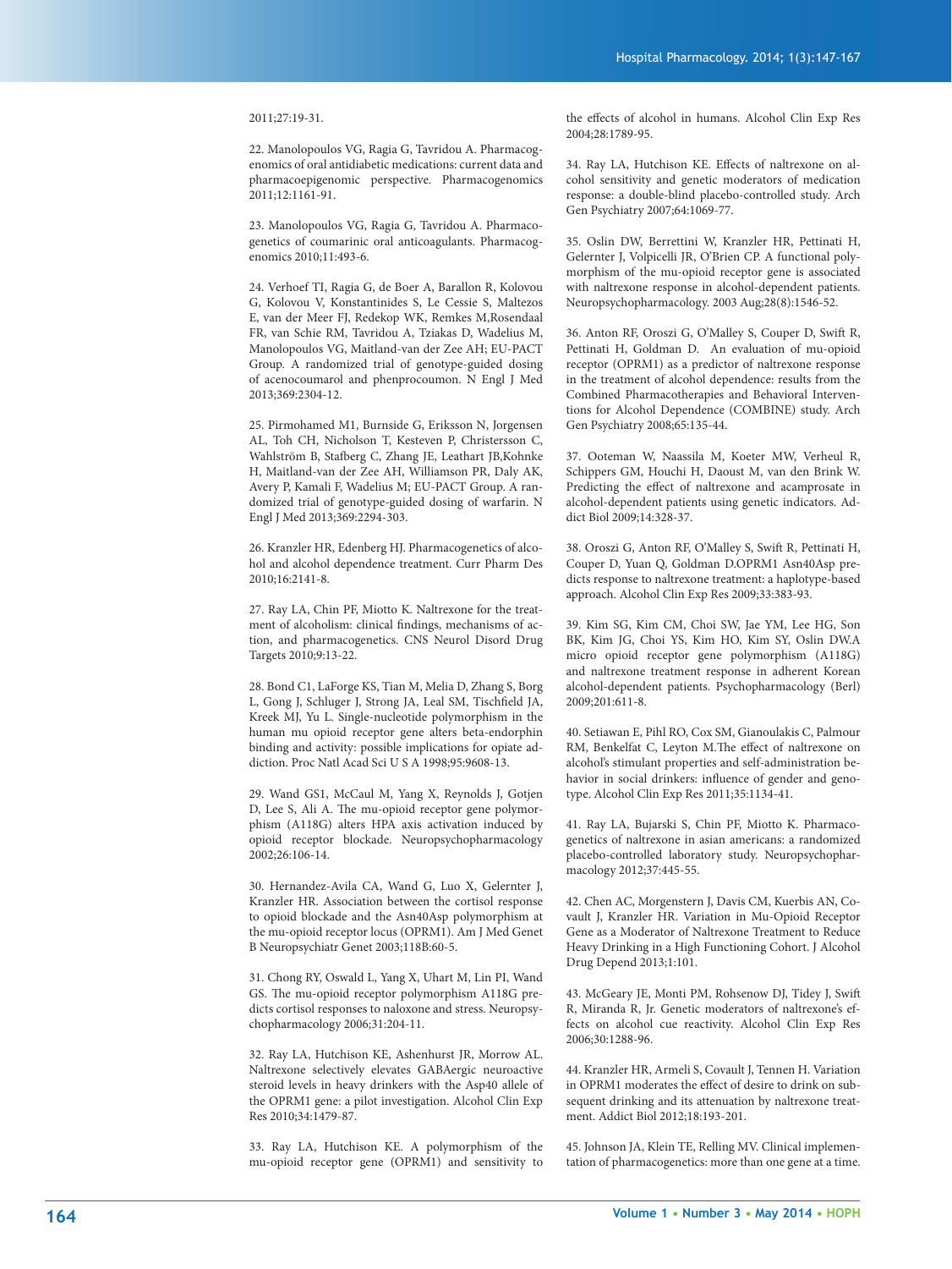2011;27:19-31.

22. Manolopoulos VG, Ragia G, Tavridou A. Pharmacogenomics of oral antidiabetic medications: current data and pharmacoepigenomic perspective. Pharmacogenomics 2011;12:1161-91.

23. Manolopoulos VG, Ragia G, Tavridou A. Pharmacogenetics of coumarinic oral anticoagulants. Pharmacogenomics 2010;11:493-6.

24. Verhoef TI, Ragia G, de Boer A, Barallon R, Kolovou G, Kolovou V, Konstantinides S, Le Cessie S, Maltezos E, van der Meer FJ, Redekop WK, Remkes M,Rosendaal FR, van Schie RM, Tavridou A, Tziakas D, Wadelius M, Manolopoulos VG, Maitland-van der Zee AH; EU-PACT Group. A randomized trial of genotype-guided dosing of acenocoumarol and phenprocoumon. N Engl J Med 2013;369:2304-12.

25. Pirmohamed M1, Burnside G, Eriksson N, Jorgensen AL, Toh CH, Nicholson T, Kesteven P, Christersson C, Wahlström B, Stafberg C, Zhang JE, Leathart JB,Kohnke H, Maitland-van der Zee AH, Williamson PR, Daly AK, Avery P, Kamali F, Wadelius M; EU-PACT Group. A randomized trial of genotype-guided dosing of warfarin. N Engl J Med 2013;369:2294-303.

26. Kranzler HR, Edenberg HJ. Pharmacogenetics of alcohol and alcohol dependence treatment. Curr Pharm Des 2010;16:2141-8.

27. Ray LA, Chin PF, Miotto K. Naltrexone for the treatment of alcoholism: clinical findings, mechanisms of action, and pharmacogenetics. CNS Neurol Disord Drug Targets 2010;9:13-22.

28. Bond C1, LaForge KS, Tian M, Melia D, Zhang S, Borg L, Gong J, Schluger J, Strong JA, Leal SM, Tischfield JA, Kreek MJ, Yu L. Single-nucleotide polymorphism in the human mu opioid receptor gene alters beta-endorphin binding and activity: possible implications for opiate addiction. Proc Natl Acad Sci U S A 1998;95:9608-13.

29. Wand GS1, McCaul M, Yang X, Reynolds J, Gotjen D, Lee S, Ali A. The mu-opioid receptor gene polymorphism (A118G) alters HPA axis activation induced by opioid receptor blockade. Neuropsychopharmacology 2002;26:106-14.

30. Hernandez-Avila CA, Wand G, Luo X, Gelernter J, Kranzler HR. Association between the cortisol response to opioid blockade and the Asn40Asp polymorphism at the mu-opioid receptor locus (OPRM1). Am J Med Genet B Neuropsychiatr Genet 2003;118B:60-5.

31. Chong RY, Oswald L, Yang X, Uhart M, Lin PI, Wand GS. The mu-opioid receptor polymorphism A118G predicts cortisol responses to naloxone and stress. Neuropsychopharmacology 2006;31:204-11.

32. Ray LA, Hutchison KE, Ashenhurst JR, Morrow AL. Naltrexone selectively elevates GABAergic neuroactive steroid levels in heavy drinkers with the Asp40 allele of the OPRM1 gene: a pilot investigation. Alcohol Clin Exp Res 2010;34:1479-87.

33. Ray LA, Hutchison KE. A polymorphism of the mu-opioid receptor gene (OPRM1) and sensitivity to the effects of alcohol in humans. Alcohol Clin Exp Res 2004;28:1789-95.

34. Ray LA, Hutchison KE. Effects of naltrexone on alcohol sensitivity and genetic moderators of medication response: a double-blind placebo-controlled study. Arch Gen Psychiatry 2007;64:1069-77.

35. Oslin DW, Berrettini W, Kranzler HR, Pettinati H, Gelernter J, Volpicelli JR, O'Brien CP. A functional polymorphism of the mu-opioid receptor gene is associated with naltrexone response in alcohol-dependent patients. Neuropsychopharmacology. 2003 Aug;28(8):1546-52.

36. Anton RF, Oroszi G, O'Malley S, Couper D, Swift R, Pettinati H, Goldman D. An evaluation of mu-opioid receptor (OPRM1) as a predictor of naltrexone response in the treatment of alcohol dependence: results from the Combined Pharmacotherapies and Behavioral Interventions for Alcohol Dependence (COMBINE) study. Arch Gen Psychiatry 2008;65:135-44.

37. Ooteman W, Naassila M, Koeter MW, Verheul R, Schippers GM, Houchi H, Daoust M, van den Brink W. Predicting the effect of naltrexone and acamprosate in alcohol-dependent patients using genetic indicators. Addict Biol 2009;14:328-37.

38. Oroszi G, Anton RF, O'Malley S, Swift R, Pettinati H, Couper D, Yuan Q, Goldman D.OPRM1 Asn40Asp predicts response to naltrexone treatment: a haplotype-based approach. Alcohol Clin Exp Res 2009;33:383-93.

39. Kim SG, Kim CM, Choi SW, Jae YM, Lee HG, Son BK, Kim JG, Choi YS, Kim HO, Kim SY, Oslin DW.A micro opioid receptor gene polymorphism (A118G) and naltrexone treatment response in adherent Korean alcohol-dependent patients. Psychopharmacology (Berl) 2009;201:611-8.

40. Setiawan E, Pihl RO, Cox SM, Gianoulakis C, Palmour RM, Benkelfat C, Leyton M.The effect of naltrexone on alcohol's stimulant properties and self-administration behavior in social drinkers: influence of gender and genotype. Alcohol Clin Exp Res 2011;35:1134-41.

41. Ray LA, Bujarski S, Chin PF, Miotto K. Pharmacogenetics of naltrexone in asian americans: a randomized placebo-controlled laboratory study. Neuropsychopharmacology 2012;37:445-55.

42. Chen AC, Morgenstern J, Davis CM, Kuerbis AN, Covault J, Kranzler HR. Variation in Mu-Opioid Receptor Gene as a Moderator of Naltrexone Treatment to Reduce Heavy Drinking in a High Functioning Cohort. J Alcohol Drug Depend 2013;1:101.

43. McGeary JE, Monti PM, Rohsenow DJ, Tidey J, Swift R, Miranda R, Jr. Genetic moderators of naltrexone's effects on alcohol cue reactivity. Alcohol Clin Exp Res 2006;30:1288-96.

44. Kranzler HR, Armeli S, Covault J, Tennen H. Variation in OPRM1 moderates the effect of desire to drink on subsequent drinking and its attenuation by naltrexone treatment. Addict Biol 2012;18:193-201.

45. Johnson JA, Klein TE, Relling MV. Clinical implementation of pharmacogenetics: more than one gene at a time.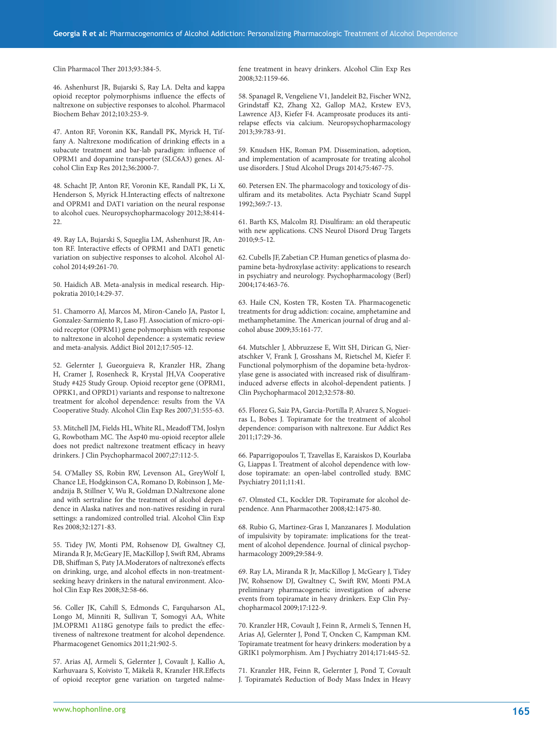Clin Pharmacol Ther 2013;93:384-5.

46. Ashenhurst JR, Bujarski S, Ray LA. Delta and kappa opioid receptor polymorphisms influence the effects of naltrexone on subjective responses to alcohol. Pharmacol Biochem Behav 2012;103:253-9.

47. Anton RF, Voronin KK, Randall PK, Myrick H, Tiffany A. Naltrexone modification of drinking effects in a subacute treatment and bar-lab paradigm: influence of OPRM1 and dopamine transporter (SLC6A3) genes. Alcohol Clin Exp Res 2012;36:2000-7.

48. Schacht JP, Anton RF, Voronin KE, Randall PK, Li X, Henderson S, Myrick H.Interacting effects of naltrexone and OPRM1 and DAT1 variation on the neural response to alcohol cues. Neuropsychopharmacology 2012;38:414-22.

49. Ray LA, Bujarski S, Squeglia LM, Ashenhurst JR, Anton RF. Interactive effects of OPRM1 and DAT1 genetic variation on subjective responses to alcohol. Alcohol Alcohol 2014;49:261-70.

50. Haidich AB. Meta-analysis in medical research. Hippokratia 2010;14:29-37.

51. Chamorro AJ, Marcos M, Miron-Canelo JA, Pastor I, Gonzalez-Sarmiento R, Laso FJ. Association of micro-opioid receptor (OPRM1) gene polymorphism with response to naltrexone in alcohol dependence: a systematic review and meta-analysis. Addict Biol 2012;17:505-12.

52. Gelernter J, Gueorguieva R, Kranzler HR, Zhang H, Cramer J, Rosenheck R, Krystal JH,VA Cooperative Study #425 Study Group. Opioid receptor gene (OPRM1, OPRK1, and OPRD1) variants and response to naltrexone treatment for alcohol dependence: results from the VA Cooperative Study. Alcohol Clin Exp Res 2007;31:555-63.

53. Mitchell JM, Fields HL, White RL, Meadoff TM, Joslyn G, Rowbotham MC. The Asp40 mu-opioid receptor allele does not predict naltrexone treatment efficacy in heavy drinkers. J Clin Psychopharmacol 2007;27:112-5.

54. O'Malley SS, Robin RW, Levenson AL, GreyWolf I, Chance LE, Hodgkinson CA, Romano D, Robinson J, Meandzija B, Stillner V, Wu R, Goldman D.Naltrexone alone and with sertraline for the treatment of alcohol dependence in Alaska natives and non-natives residing in rural settings: a randomized controlled trial. Alcohol Clin Exp Res 2008;32:1271-83.

55. Tidey JW, Monti PM, Rohsenow DJ, Gwaltney CJ, Miranda R Jr, McGeary JE, MacKillop J, Swift RM, Abrams DB, Shiffman S, Paty JA.Moderators of naltrexone's effects on drinking, urge, and alcohol effects in non-treatment-seeking heavy drinkers in the natural environment. Alcohol Clin Exp Res 2008;32:58-66.

56. Coller JK, Cahill S, Edmonds C, Farquharson AL, Longo M, Minniti R, Sullivan T, Somogyi AA, White JM.OPRM1 A118G genotype fails to predict the effectiveness of naltrexone treatment for alcohol dependence. Pharmacogenet Genomics 2011;21:902-5.

57. Arias AJ, Armeli S, Gelernter J, Covault J, Kallio A, Karhuvaara S, Koivisto T, Mäkelä R, Kranzler HR.Effects of opioid receptor gene variation on targeted nalmefene treatment in heavy drinkers. Alcohol Clin Exp Res 2008;32:1159-66.

58. Spanagel R, Vengeliene V1, Jandeleit B2, Fischer WN2, Grindstaff K2, Zhang X2, Gallop MA2, Krstew EV3, Lawrence AJ3, Kiefer F4. Acamprosate produces its anti-relapse effects via calcium. Neuropsychopharmacology 2013;39:783-91.

59. Knudsen HK, Roman PM. Dissemination, adoption, and implementation of acamprosate for treating alcohol use disorders. J Stud Alcohol Drugs 2014;75:467-75.

60. Petersen EN. The pharmacology and toxicology of disulfiram and its metabolites. Acta Psychiatr Scand Suppl 1992;369:7-13.

61. Barth KS, Malcolm RJ. Disulfiram: an old therapeutic with new applications. CNS Neurol Disord Drug Targets 2010;9:5-12.

62. Cubells JF, Zabetian CP. Human genetics of plasma dopamine beta-hydroxylase activity: applications to research in psychiatry and neurology. Psychopharmacology (Berl) 2004;174:463-76.

63. Haile CN, Kosten TR, Kosten TA. Pharmacogenetic treatments for drug addiction: cocaine, amphetamine and methamphetamine. The American journal of drug and alcohol abuse 2009;35:161-77.

64. Mutschler J, Abbruzzese E, Witt SH, Dirican G, Nieratschker V, Frank J, Grosshans M, Rietschel M, Kiefer F. Functional polymorphism of the dopamine beta-hydroxylase gene is associated with increased risk of disulfiram-induced adverse effects in alcohol-dependent patients. J Clin Psychopharmacol 2012;32:578-80.

65. Florez G, Saiz PA, Garcia-Portilla P, Alvarez S, Nogueiras L, Bobes J. Topiramate for the treatment of alcohol dependence: comparison with naltrexone. Eur Addict Res 2011;17:29-36.

66. Paparrigopoulos T, Tzavellas E, Karaiskos D, Kourlaba G, Liappas I. Treatment of alcohol dependence with low-dose topiramate: an open-label controlled study. BMC Psychiatry 2011;11:41.

67. Olmsted CL, Kockler DR. Topiramate for alcohol dependence. Ann Pharmacother 2008;42:1475-80.

68. Rubio G, Martinez-Gras I, Manzanares J. Modulation of impulsivity by topiramate: implications for the treatment of alcohol dependence. Journal of clinical psychopharmacology 2009;29:584-9.

69. Ray LA, Miranda R Jr, MacKillop J, McGeary J, Tidey JW, Rohsenow DJ, Gwaltney C, Swift RW, Monti PM.A preliminary pharmacogenetic investigation of adverse events from topiramate in heavy drinkers. Exp Clin Psychopharmacol 2009;17:122-9.

70. Kranzler HR, Covault J, Feinn R, Armeli S, Tennen H, Arias AJ, Gelernter J, Pond T, Oncken C, Kampman KM. Topiramate treatment for heavy drinkers: moderation by a GRIK1 polymorphism. Am J Psychiatry 2014;171:445-52.

71. Kranzler HR, Feinn R, Gelernter J, Pond T, Covault J. Topiramate's Reduction of Body Mass Index in Heavy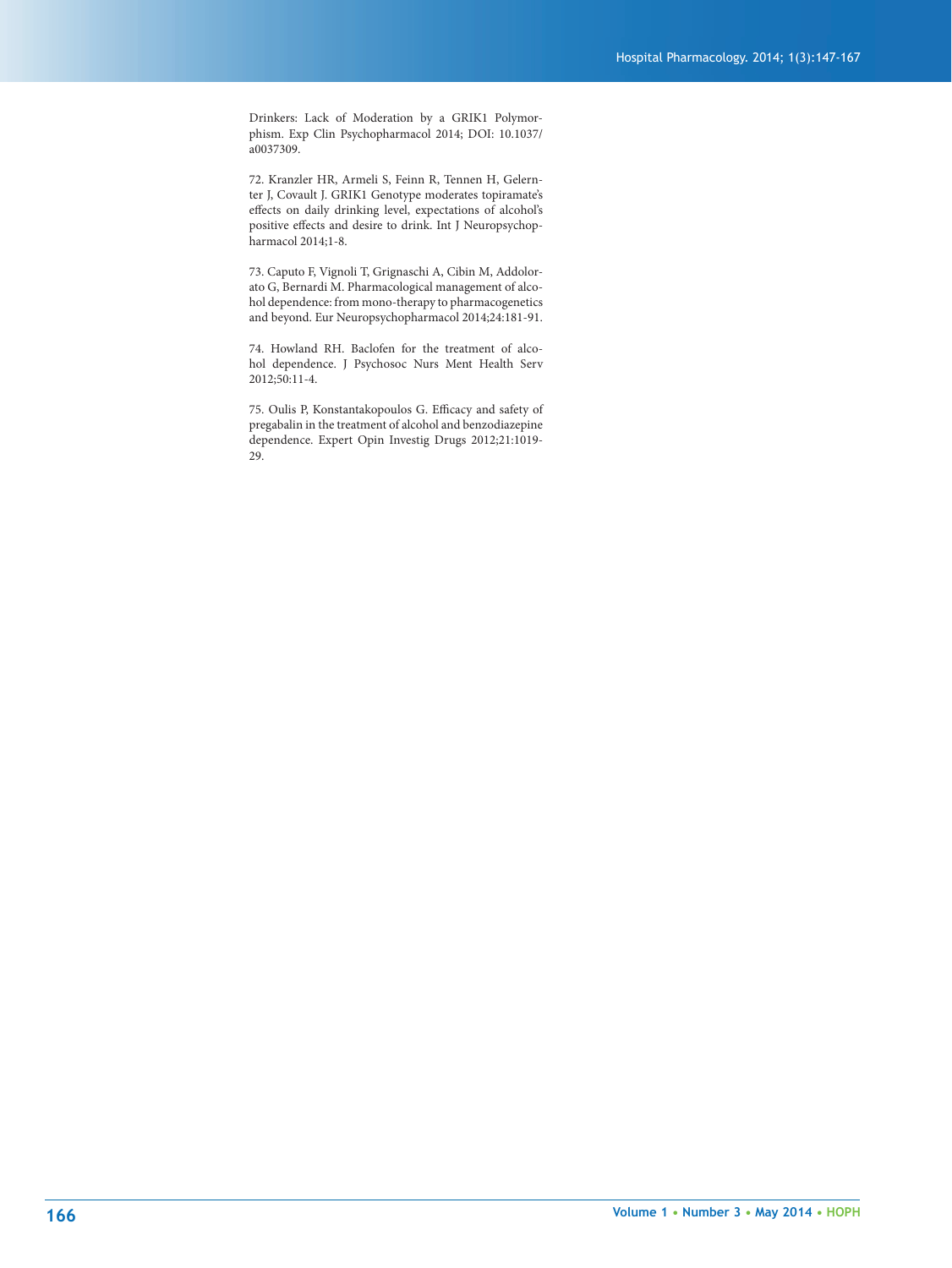Drinkers: Lack of Moderation by a GRIK1 Polymorphism. Exp Clin Psychopharmacol 2014; DOI: 10.1037/a0037309.

72. Kranzler HR, Armeli S, Feinn R, Tennen H, Gelernter J, Covault J. GRIK1 Genotype moderates topiramate's effects on daily drinking level, expectations of alcohol's positive effects and desire to drink. Int J Neuropsychopharmacol 2014;1-8.

73. Caputo F, Vignoli T, Grignaschi A, Cibin M, Addolorato G, Bernardi M. Pharmacological management of alcohol dependence: from mono-therapy to pharmacogenetics and beyond. Eur Neuropsychopharmacol 2014;24:181-91.

74. Howland RH. Baclofen for the treatment of alcohol dependence. J Psychosoc Nurs Ment Health Serv 2012;50:11-4.

75. Oulis P, Konstantakopoulos G. Efficacy and safety of pregabalin in the treatment of alcohol and benzodiazepine dependence. Expert Opin Investig Drugs 2012;21:1019-29.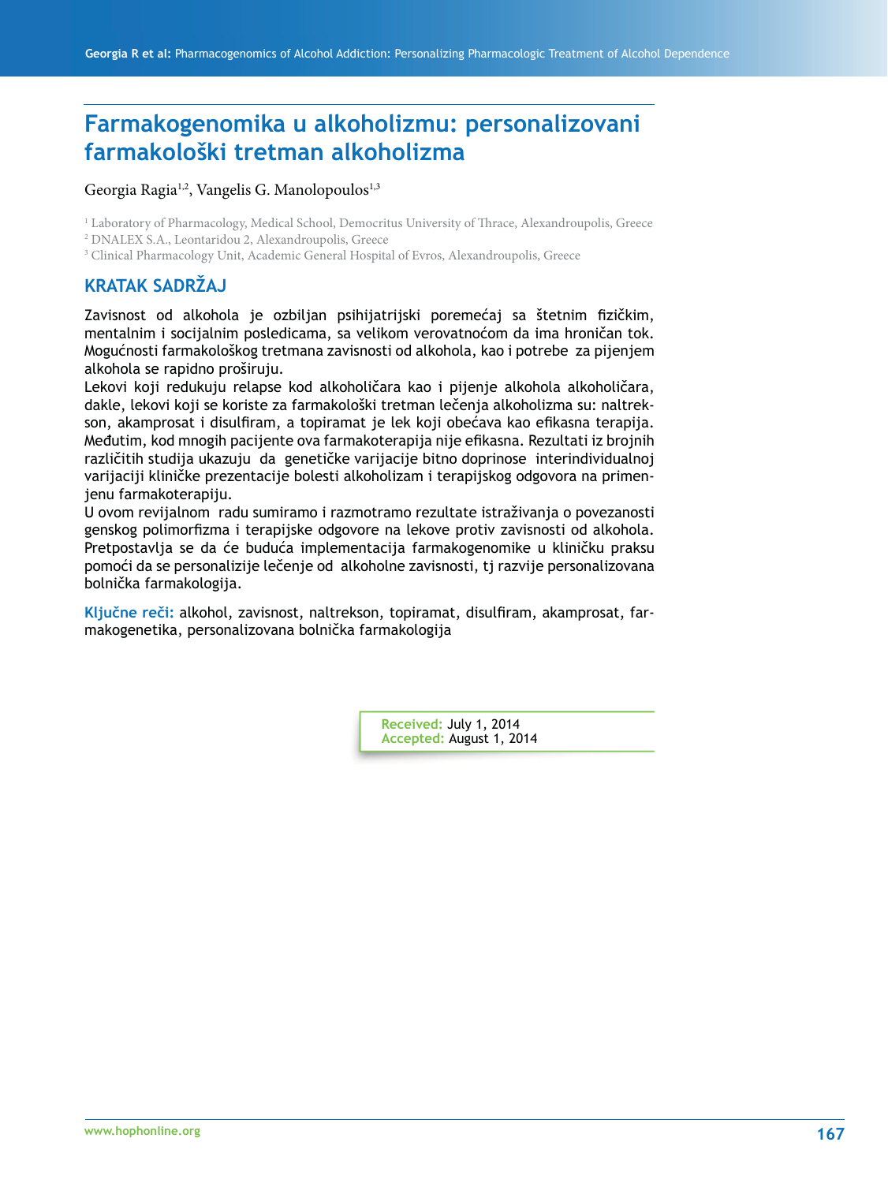# Farmakogenomika u alkoholizmu: personalizovani farmakološki tretman alkoholizma

Georgia Ragia[1,2], Vangelis G. Manolopoulos[1,3]

[1] Laboratory of Pharmacology, Medical School, Democritus University of Thrace, Alexandroupolis, Greece
[2] DNALEX S.A., Leontaridou 2, Alexandroupolis, Greece
[3] Clinical Pharmacology Unit, Academic General Hospital of Evros, Alexandroupolis, Greece

## KRATAK SADRŽAJ

Zavisnost od alkohola je ozbiljan psihijatrijski poremećaj sa štetnim fizičkim, mentalnim i socijalnim posledicama, sa velikom verovatnoćom da ima hroničan tok. Mogućnosti farmakološkog tretmana zavisnosti od alkohola, kao i potrebe za pijenjem alkohola se rapidno proširuju.

Lekovi koji redukuju relapse kod alkoholičara kao i pijenje alkohola alkoholičara, dakle, lekovi koji se koriste za farmakološki tretman lečenja alkoholizma su: naltrekson, akamprosat i disulfiram, a topiramat je lek koji obećava kao efikasna terapija. Međutim, kod mnogih pacijente ova farmakoterapija nije efikasna. Rezultati iz brojnih različitih studija ukazuju da genetičke varijacije bitno doprinose interindividualnoj varijaciji kliničke prezentacije bolesti alkoholizam i terapijskog odgovora na primenjenu farmakoterapiju.

U ovom revijalnom radu sumiramo i razmotramo rezultate istraživanja o povezanosti genskog polimorfizma i terapijske odgovore na lekove protiv zavisnosti od alkohola. Pretpostavlja se da će buduća implementacija farmakogenomike u kliničku praksu pomoći da se personalizije lečenje od alkoholne zavisnosti, tj razvije personalizovana bolnička farmakologija.

**Ključne reči:** alkohol, zavisnost, naltrekson, topiramat, disulfiram, akamprosat, farmakogenetika, personalizovana bolnička farmakologija

**Received:** July 1, 2014
**Accepted:** August 1, 2014